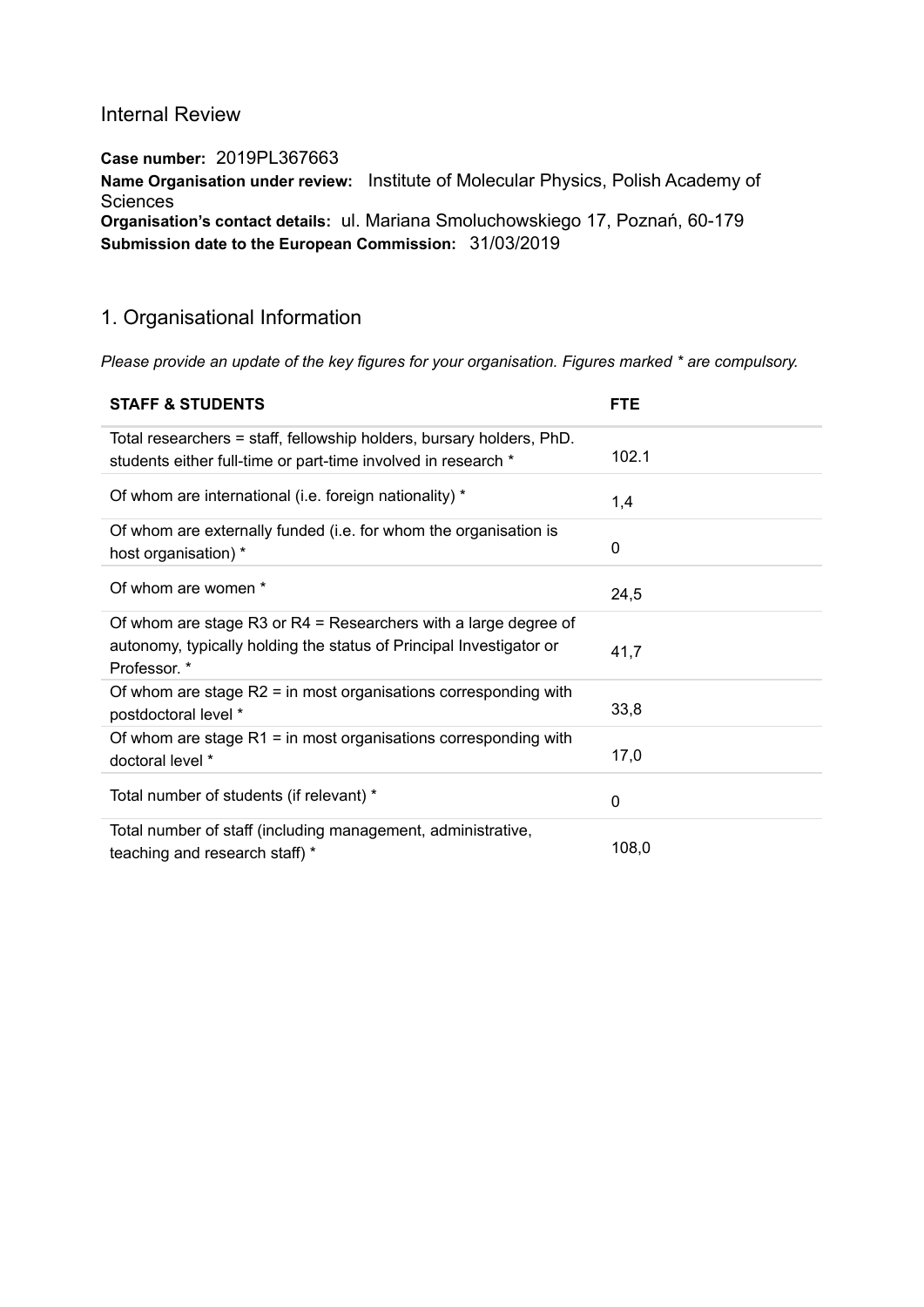# Internal Review

**Case number:** 2019PL367663
**Name Organisation under review:** Institute of Molecular Physics, Polish Academy of Sciences
**Organisation's contact details:** ul. Mariana Smoluchowskiego 17, Poznań, 60-179
**Submission date to the European Commission:** 31/03/2019

## 1. Organisational Information

*Please provide an update of the key figures for your organisation. Figures marked * are compulsory.*

| STAFF & STUDENTS | FTE |
|---|---|
| Total researchers = staff, fellowship holders, bursary holders, PhD. students either full-time or part-time involved in research * | 102.1 |
| Of whom are international (i.e. foreign nationality) * | 1,4 |
| Of whom are externally funded (i.e. for whom the organisation is host organisation) * | 0 |
| Of whom are women * | 24,5 |
| Of whom are stage R3 or R4 = Researchers with a large degree of autonomy, typically holding the status of Principal Investigator or Professor. * | 41,7 |
| Of whom are stage R2 = in most organisations corresponding with postdoctoral level * | 33,8 |
| Of whom are stage R1 = in most organisations corresponding with doctoral level * | 17,0 |
| Total number of students (if relevant) * | 0 |
| Total number of staff (including management, administrative, teaching and research staff) * | 108,0 |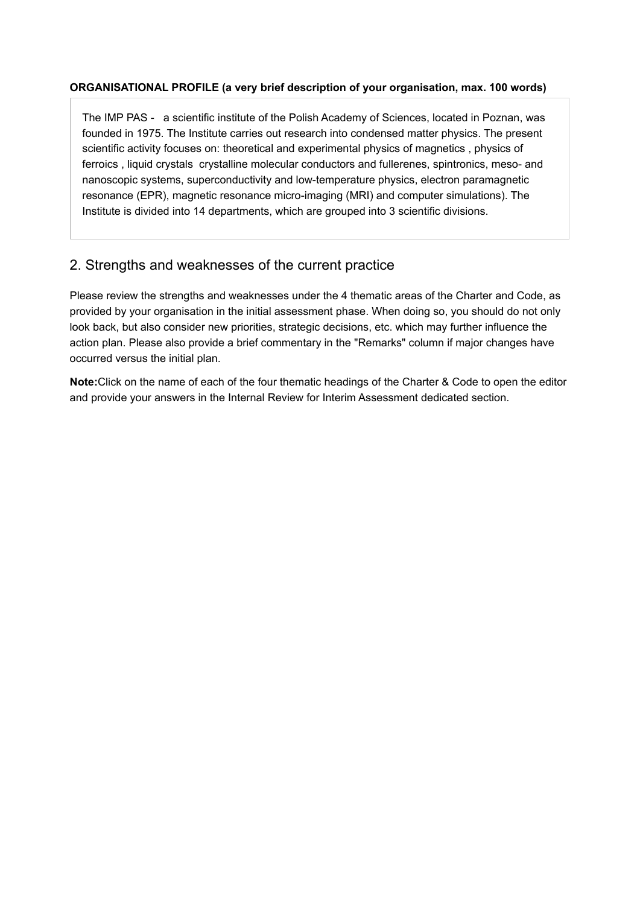**ORGANISATIONAL PROFILE (a very brief description of your organisation, max. 100 words)**

The IMP PAS - a scientific institute of the Polish Academy of Sciences, located in Poznan, was founded in 1975. The Institute carries out research into condensed matter physics. The present scientific activity focuses on: theoretical and experimental physics of magnetics , physics of ferroics , liquid crystals crystalline molecular conductors and fullerenes, spintronics, meso- and nanoscopic systems, superconductivity and low-temperature physics, electron paramagnetic resonance (EPR), magnetic resonance micro-imaging (MRI) and computer simulations). The Institute is divided into 14 departments, which are grouped into 3 scientific divisions.

## 2. Strengths and weaknesses of the current practice

Please review the strengths and weaknesses under the 4 thematic areas of the Charter and Code, as provided by your organisation in the initial assessment phase. When doing so, you should do not only look back, but also consider new priorities, strategic decisions, etc. which may further influence the action plan. Please also provide a brief commentary in the "Remarks" column if major changes have occurred versus the initial plan.

**Note:**Click on the name of each of the four thematic headings of the Charter & Code to open the editor and provide your answers in the Internal Review for Interim Assessment dedicated section.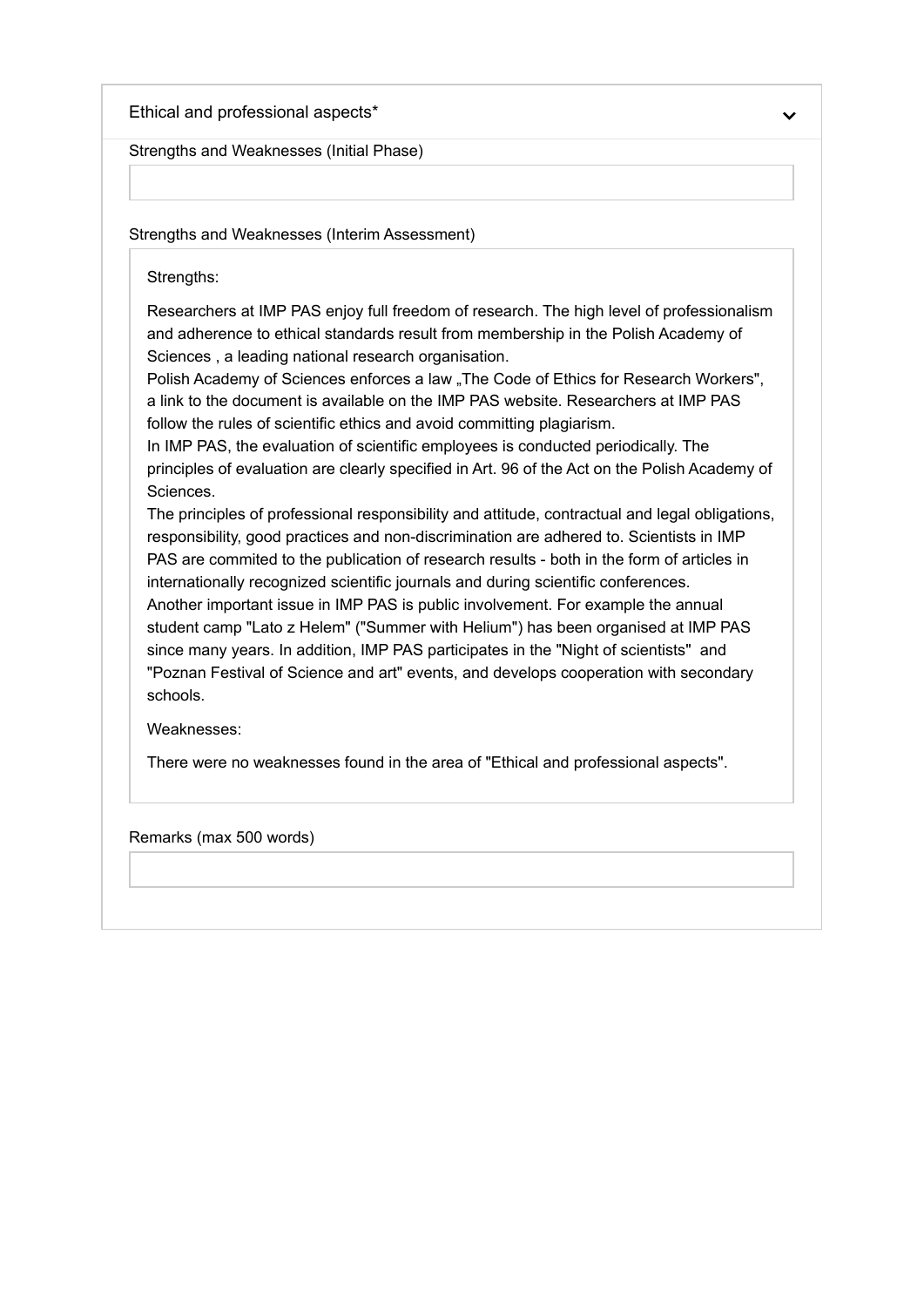Ethical and professional aspects*

Strengths and Weaknesses (Initial Phase)

Strengths and Weaknesses (Interim Assessment)

Strengths:

Researchers at IMP PAS enjoy full freedom of research. The high level of professionalism and adherence to ethical standards result from membership in the Polish Academy of Sciences , a leading national research organisation.
Polish Academy of Sciences enforces a law „The Code of Ethics for Research Workers", a link to the document is available on the IMP PAS website. Researchers at IMP PAS follow the rules of scientific ethics and avoid committing plagiarism.
In IMP PAS, the evaluation of scientific employees is conducted periodically. The principles of evaluation are clearly specified in Art. 96 of the Act on the Polish Academy of Sciences.
The principles of professional responsibility and attitude, contractual and legal obligations, responsibility, good practices and non-discrimination are adhered to. Scientists in IMP PAS are commited to the publication of research results - both in the form of articles in internationally recognized scientific journals and during scientific conferences.
Another important issue in IMP PAS is public involvement. For example the annual student camp "Lato z Helem" ("Summer with Helium") has been organised at IMP PAS since many years. In addition, IMP PAS participates in the "Night of scientists" and "Poznan Festival of Science and art" events, and develops cooperation with secondary schools.

Weaknesses:

There were no weaknesses found in the area of "Ethical and professional aspects".

Remarks (max 500 words)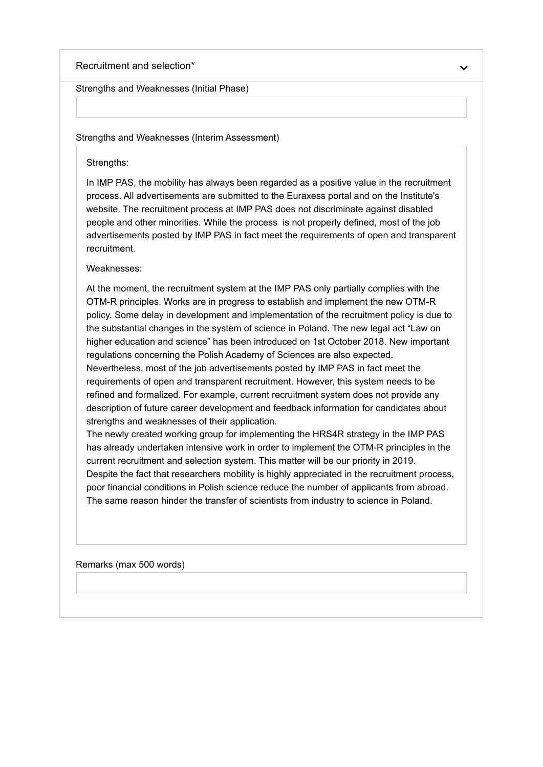## Recruitment and selection*

**Strengths and Weaknesses (Initial Phase)**

**Strengths and Weaknesses (Interim Assessment)**

Strengths:

In IMP PAS, the mobility has always been regarded as a positive value in the recruitment process. All advertisements are submitted to the Euraxess portal and on the Institute's website. The recruitment process at IMP PAS does not discriminate against disabled people and other minorities. While the process is not properly defined, most of the job advertisements posted by IMP PAS in fact meet the requirements of open and transparent recruitment.

Weaknesses:

At the moment, the recruitment system at the IMP PAS only partially complies with the OTM-R principles. Works are in progress to establish and implement the new OTM-R policy. Some delay in development and implementation of the recruitment policy is due to the substantial changes in the system of science in Poland. The new legal act "Law on higher education and science" has been introduced on 1st October 2018. New important regulations concerning the Polish Academy of Sciences are also expected.
Nevertheless, most of the job advertisements posted by IMP PAS in fact meet the requirements of open and transparent recruitment. However, this system needs to be refined and formalized. For example, current recruitment system does not provide any description of future career development and feedback information for candidates about strengths and weaknesses of their application.
The newly created working group for implementing the HRS4R strategy in the IMP PAS has already undertaken intensive work in order to implement the OTM-R principles in the current recruitment and selection system. This matter will be our priority in 2019.
Despite the fact that researchers mobility is highly appreciated in the recruitment process, poor financial conditions in Polish science reduce the number of applicants from abroad. The same reason hinder the transfer of scientists from industry to science in Poland.

**Remarks (max 500 words)**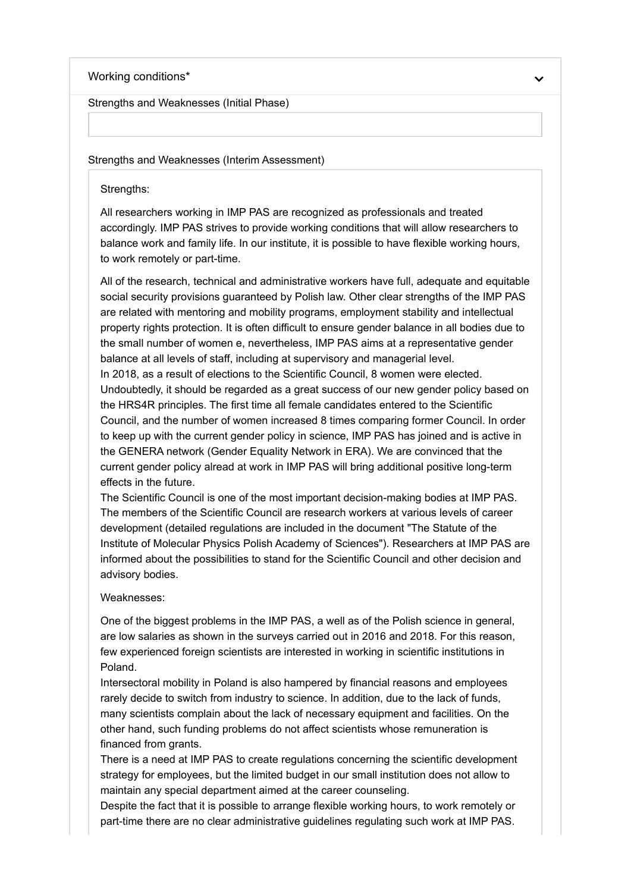Working conditions*

Strengths and Weaknesses (Initial Phase)

Strengths and Weaknesses (Interim Assessment)

Strengths:

All researchers working in IMP PAS are recognized as professionals and treated accordingly. IMP PAS strives to provide working conditions that will allow researchers to balance work and family life. In our institute, it is possible to have flexible working hours, to work remotely or part-time.

All of the research, technical and administrative workers have full, adequate and equitable social security provisions guaranteed by Polish law. Other clear strengths of the IMP PAS are related with mentoring and mobility programs, employment stability and intellectual property rights protection. It is often difficult to ensure gender balance in all bodies due to the small number of women e, nevertheless, IMP PAS aims at a representative gender balance at all levels of staff, including at supervisory and managerial level.
In 2018, as a result of elections to the Scientific Council, 8 women were elected. Undoubtedly, it should be regarded as a great success of our new gender policy based on the HRS4R principles. The first time all female candidates entered to the Scientific Council, and the number of women increased 8 times comparing former Council. In order to keep up with the current gender policy in science, IMP PAS has joined and is active in the GENERA network (Gender Equality Network in ERA). We are convinced that the current gender policy alread at work in IMP PAS will bring additional positive long-term effects in the future.
The Scientific Council is one of the most important decision-making bodies at IMP PAS. The members of the Scientific Council are research workers at various levels of career development (detailed regulations are included in the document "The Statute of the Institute of Molecular Physics Polish Academy of Sciences"). Researchers at IMP PAS are informed about the possibilities to stand for the Scientific Council and other decision and advisory bodies.

Weaknesses:

One of the biggest problems in the IMP PAS, a well as of the Polish science in general, are low salaries as shown in the surveys carried out in 2016 and 2018. For this reason, few experienced foreign scientists are interested in working in scientific institutions in Poland.
Intersectoral mobility in Poland is also hampered by financial reasons and employees rarely decide to switch from industry to science. In addition, due to the lack of funds, many scientists complain about the lack of necessary equipment and facilities. On the other hand, such funding problems do not affect scientists whose remuneration is financed from grants.
There is a need at IMP PAS to create regulations concerning the scientific development strategy for employees, but the limited budget in our small institution does not allow to maintain any special department aimed at the career counseling.
Despite the fact that it is possible to arrange flexible working hours, to work remotely or part-time there are no clear administrative guidelines regulating such work at IMP PAS.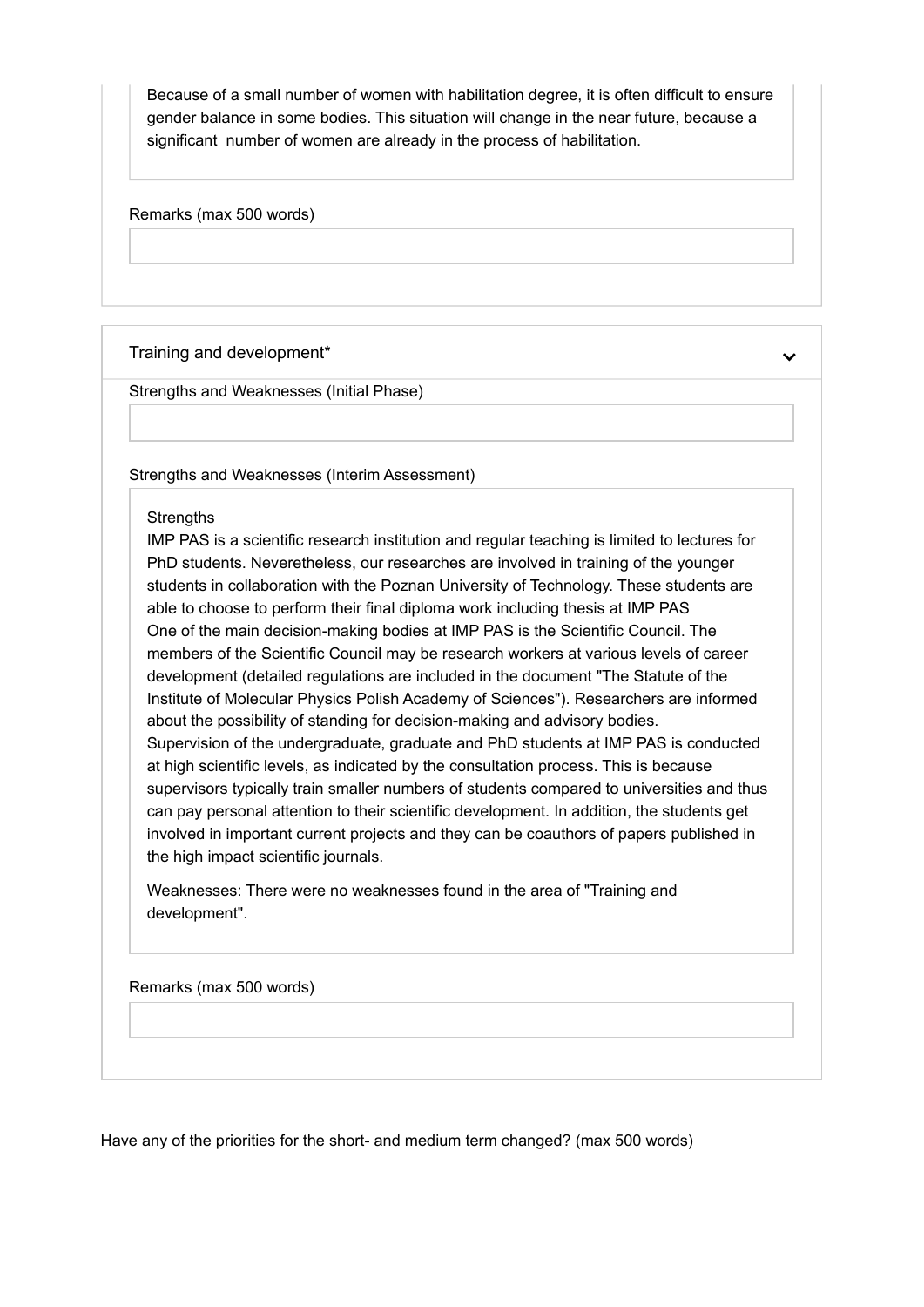Because of a small number of women with habilitation degree, it is often difficult to ensure gender balance in some bodies. This situation will change in the near future, because a significant number of women are already in the process of habilitation.

Remarks (max 500 words)

### Training and development*

Strengths and Weaknesses (Initial Phase)

Strengths and Weaknesses (Interim Assessment)

Strengths
IMP PAS is a scientific research institution and regular teaching is limited to lectures for PhD students. Neveretheless, our researches are involved in training of the younger students in collaboration with the Poznan University of Technology. These students are able to choose to perform their final diploma work including thesis at IMP PAS
One of the main decision-making bodies at IMP PAS is the Scientific Council. The members of the Scientific Council may be research workers at various levels of career development (detailed regulations are included in the document "The Statute of the Institute of Molecular Physics Polish Academy of Sciences"). Researchers are informed about the possibility of standing for decision-making and advisory bodies.
Supervision of the undergraduate, graduate and PhD students at IMP PAS is conducted at high scientific levels, as indicated by the consultation process. This is because supervisors typically train smaller numbers of students compared to universities and thus can pay personal attention to their scientific development. In addition, the students get involved in important current projects and they can be coauthors of papers published in the high impact scientific journals.

Weaknesses: There were no weaknesses found in the area of "Training and development".

Remarks (max 500 words)

Have any of the priorities for the short- and medium term changed? (max 500 words)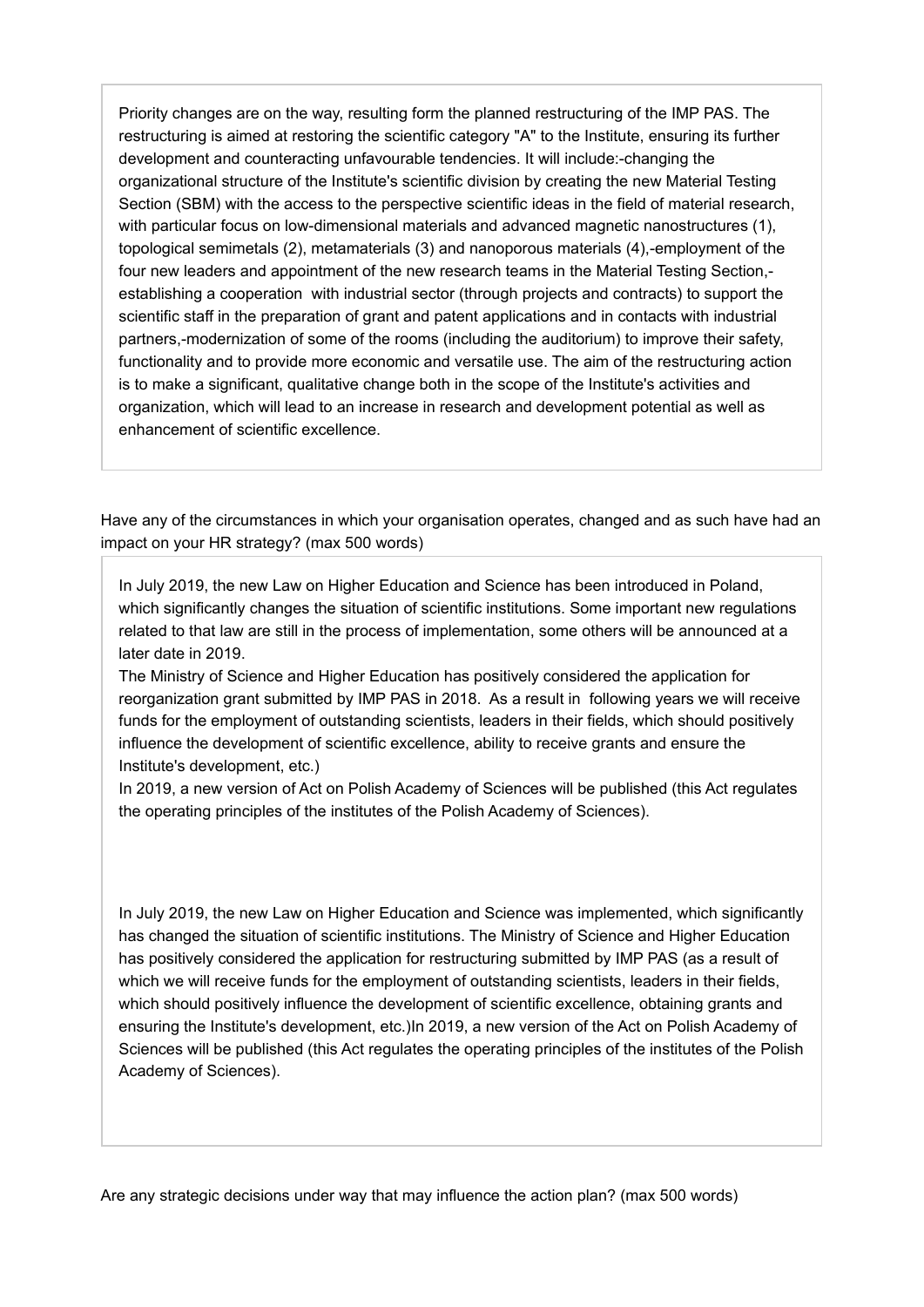Priority changes are on the way, resulting form the planned restructuring of the IMP PAS. The restructuring is aimed at restoring the scientific category "A" to the Institute, ensuring its further development and counteracting unfavourable tendencies. It will include:-changing the organizational structure of the Institute's scientific division by creating the new Material Testing Section (SBM) with the access to the perspective scientific ideas in the field of material research, with particular focus on low-dimensional materials and advanced magnetic nanostructures (1), topological semimetals (2), metamaterials (3) and nanoporous materials (4),-employment of the four new leaders and appointment of the new research teams in the Material Testing Section,-establishing a cooperation with industrial sector (through projects and contracts) to support the scientific staff in the preparation of grant and patent applications and in contacts with industrial partners,-modernization of some of the rooms (including the auditorium) to improve their safety, functionality and to provide more economic and versatile use. The aim of the restructuring action is to make a significant, qualitative change both in the scope of the Institute's activities and organization, which will lead to an increase in research and development potential as well as enhancement of scientific excellence.

Have any of the circumstances in which your organisation operates, changed and as such have had an impact on your HR strategy? (max 500 words)

In July 2019, the new Law on Higher Education and Science has been introduced in Poland, which significantly changes the situation of scientific institutions. Some important new regulations related to that law are still in the process of implementation, some others will be announced at a later date in 2019.
The Ministry of Science and Higher Education has positively considered the application for reorganization grant submitted by IMP PAS in 2018. As a result in following years we will receive funds for the employment of outstanding scientists, leaders in their fields, which should positively influence the development of scientific excellence, ability to receive grants and ensure the Institute's development, etc.)
In 2019, a new version of Act on Polish Academy of Sciences will be published (this Act regulates the operating principles of the institutes of the Polish Academy of Sciences).

In July 2019, the new Law on Higher Education and Science was implemented, which significantly has changed the situation of scientific institutions. The Ministry of Science and Higher Education has positively considered the application for restructuring submitted by IMP PAS (as a result of which we will receive funds for the employment of outstanding scientists, leaders in their fields, which should positively influence the development of scientific excellence, obtaining grants and ensuring the Institute's development, etc.)In 2019, a new version of the Act on Polish Academy of Sciences will be published (this Act regulates the operating principles of the institutes of the Polish Academy of Sciences).

Are any strategic decisions under way that may influence the action plan? (max 500 words)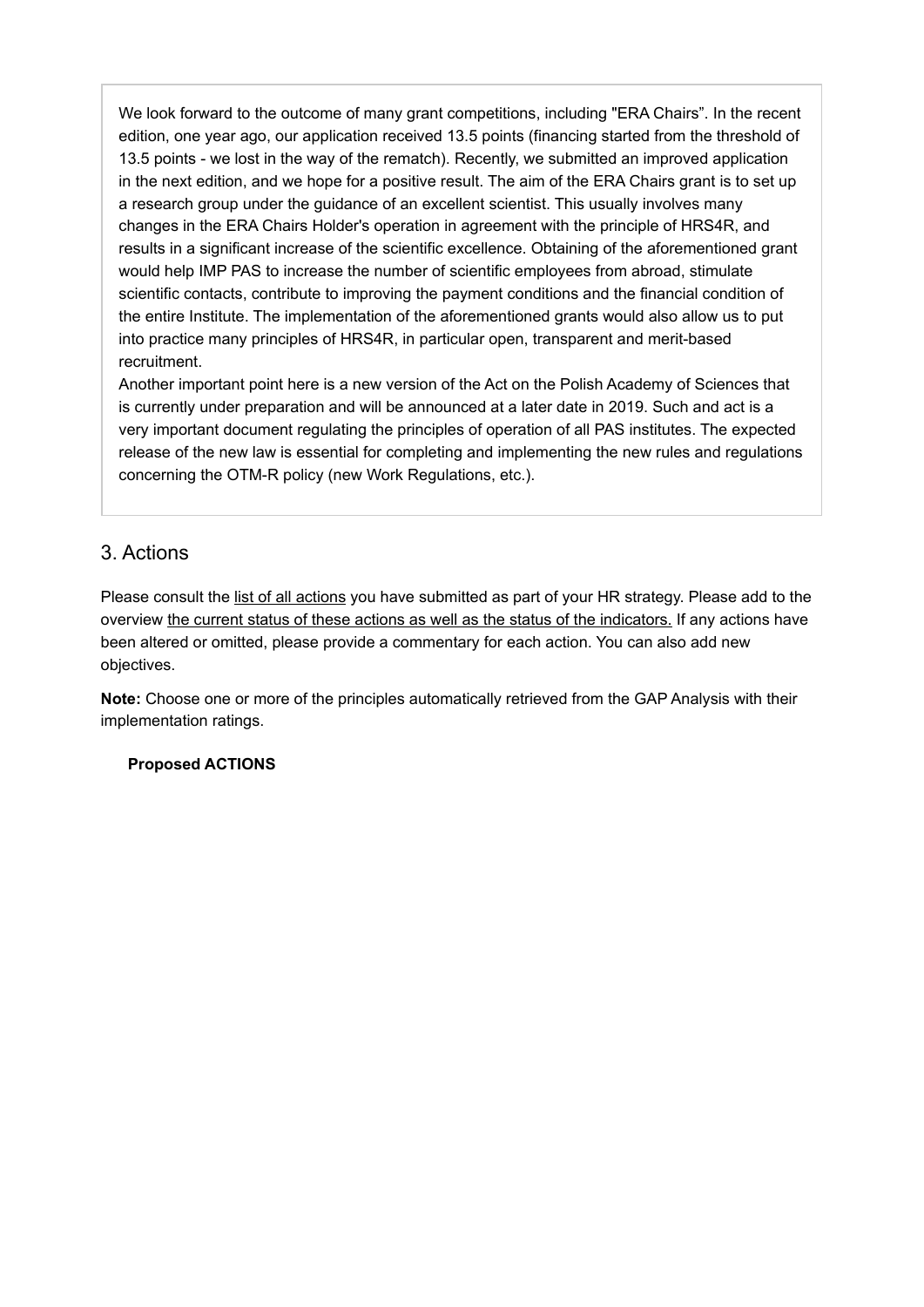We look forward to the outcome of many grant competitions, including "ERA Chairs". In the recent edition, one year ago, our application received 13.5 points (financing started from the threshold of 13.5 points - we lost in the way of the rematch). Recently, we submitted an improved application in the next edition, and we hope for a positive result. The aim of the ERA Chairs grant is to set up a research group under the guidance of an excellent scientist. This usually involves many changes in the ERA Chairs Holder's operation in agreement with the principle of HRS4R, and results in a significant increase of the scientific excellence. Obtaining of the aforementioned grant would help IMP PAS to increase the number of scientific employees from abroad, stimulate scientific contacts, contribute to improving the payment conditions and the financial condition of the entire Institute. The implementation of the aforementioned grants would also allow us to put into practice many principles of HRS4R, in particular open, transparent and merit-based recruitment.

Another important point here is a new version of the Act on the Polish Academy of Sciences that is currently under preparation and will be announced at a later date in 2019. Such and act is a very important document regulating the principles of operation of all PAS institutes. The expected release of the new law is essential for completing and implementing the new rules and regulations concerning the OTM-R policy (new Work Regulations, etc.).

## 3. Actions

Please consult the list of all actions you have submitted as part of your HR strategy. Please add to the overview the current status of these actions as well as the status of the indicators. If any actions have been altered or omitted, please provide a commentary for each action. You can also add new objectives.

**Note:** Choose one or more of the principles automatically retrieved from the GAP Analysis with their implementation ratings.

**Proposed ACTIONS**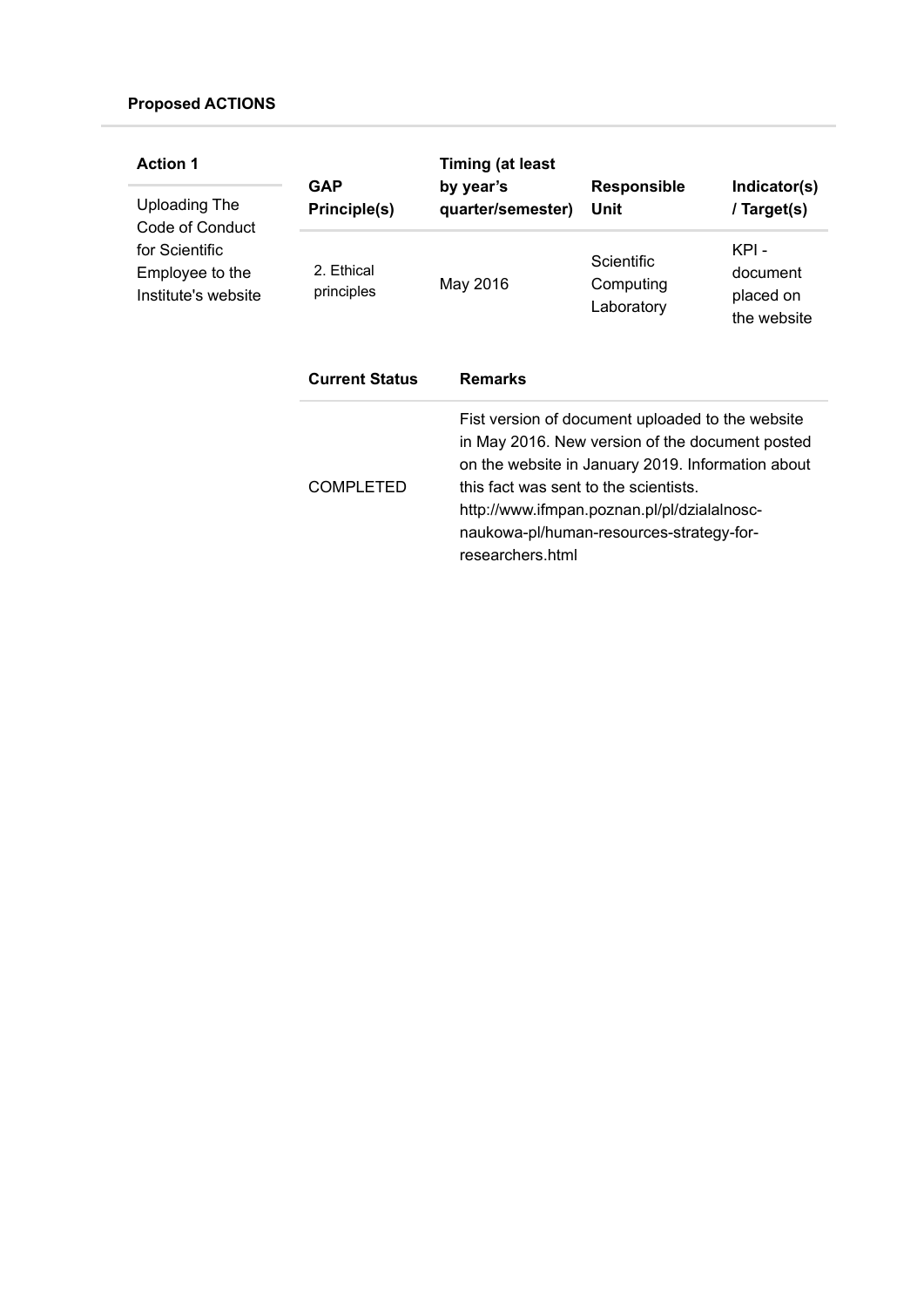**Proposed ACTIONS**

**Action 1**

Uploading The Code of Conduct for Scientific Employee to the Institute's website

| GAP Principle(s) | Timing (at least by year's quarter/semester) | Responsible Unit | Indicator(s) / Target(s) |
|---|---|---|---|
| 2. Ethical principles | May 2016 | Scientific Computing Laboratory | KPI - document placed on the website |

| Current Status | Remarks |
|---|---|
| COMPLETED | Fist version of document uploaded to the website in May 2016. New version of the document posted on the website in January 2019. Information about this fact was sent to the scientists. http://www.ifmpan.poznan.pl/pl/dzialalnosc-naukowa-pl/human-resources-strategy-for-researchers.html |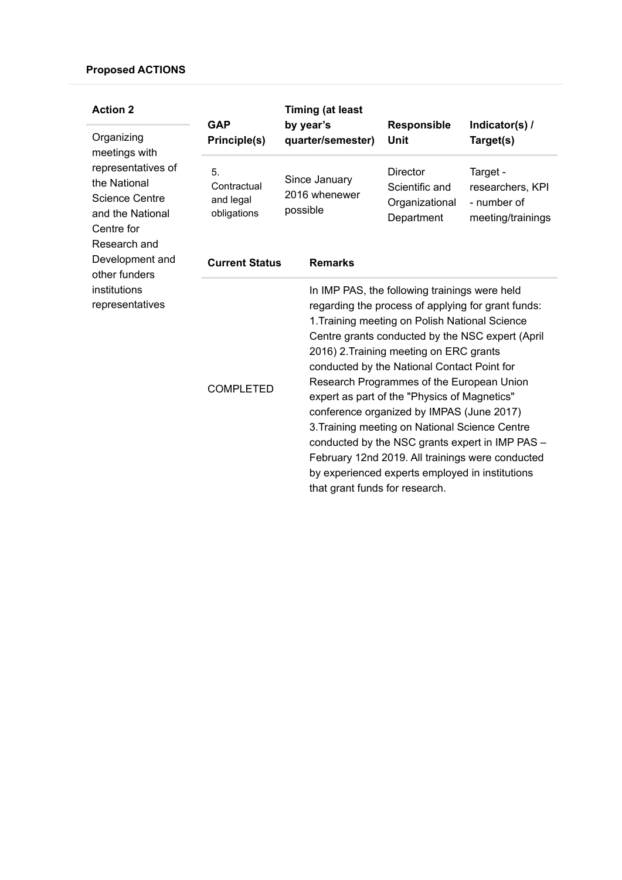**Proposed ACTIONS**

| Action 2 | GAP Principle(s) | Timing (at least by year's quarter/semester) | Responsible Unit | Indicator(s) / Target(s) |
|---|---|---|---|---|
| Organizing meetings with representatives of the National Science Centre and the National Centre for Research and Development and other funders institutions representatives | 5. Contractual and legal obligations | Since January 2016 whenewer possible | Director Scientific and Organizational Department | Target - researchers, KPI - number of meeting/trainings |

| Current Status | Remarks |
|---|---|
| COMPLETED | In IMP PAS, the following trainings were held regarding the process of applying for grant funds: 1.Training meeting on Polish National Science Centre grants conducted by the NSC expert (April 2016) 2.Training meeting on ERC grants conducted by the National Contact Point for Research Programmes of the European Union expert as part of the "Physics of Magnetics" conference organized by IMPAS (June 2017) 3.Training meeting on National Science Centre conducted by the NSC grants expert in IMP PAS – February 12nd 2019. All trainings were conducted by experienced experts employed in institutions that grant funds for research. |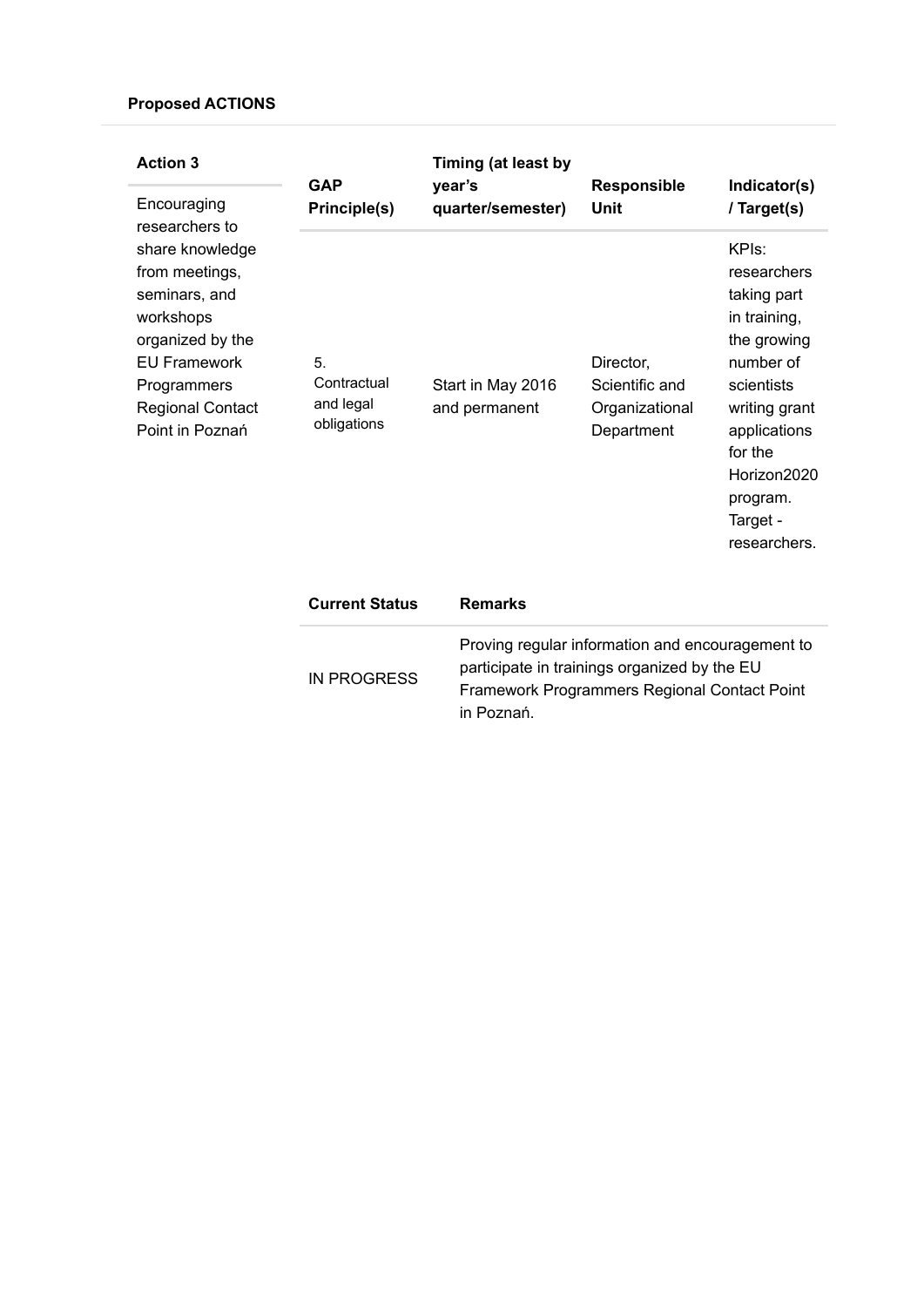**Proposed ACTIONS**

| Action 3 | GAP Principle(s) | Timing (at least by year's quarter/semester) | Responsible Unit | Indicator(s) / Target(s) |
|---|---|---|---|---|
| Encouraging researchers to share knowledge from meetings, seminars, and workshops organized by the EU Framework Programmers Regional Contact Point in Poznań | 5. Contractual and legal obligations | Start in May 2016 and permanent | Director, Scientific and Organizational Department | KPIs: researchers taking part in training, the growing number of scientists writing grant applications for the Horizon2020 program. Target - researchers. |

| Current Status | Remarks |
|---|---|
| IN PROGRESS | Proving regular information and encouragement to participate in trainings organized by the EU Framework Programmers Regional Contact Point in Poznań. |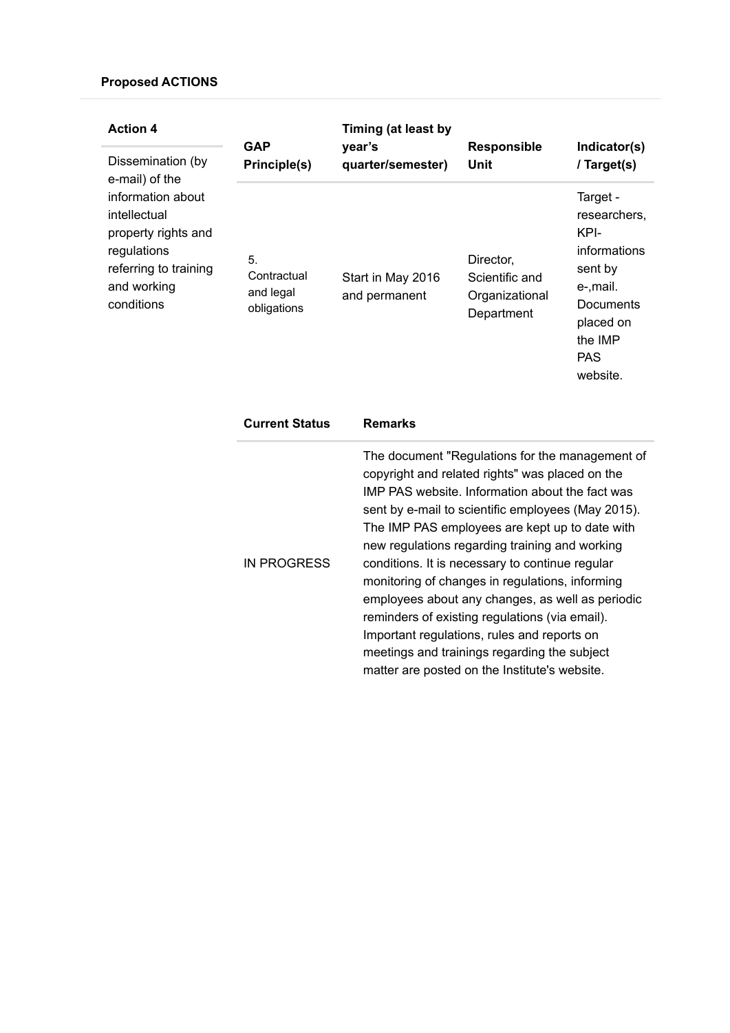**Proposed ACTIONS**

| Action 4 | GAP Principle(s) | Timing (at least by year's quarter/semester) | Responsible Unit | Indicator(s) / Target(s) |
|---|---|---|---|---|
| Dissemination (by e-mail) of the information about intellectual property rights and regulations referring to training and working conditions | 5. Contractual and legal obligations | Start in May 2016 and permanent | Director, Scientific and Organizational Department | Target - researchers, KPI- informations sent by e-,mail. Documents placed on the IMP PAS website. |

| Current Status | Remarks |
|---|---|
| IN PROGRESS | The document "Regulations for the management of copyright and related rights" was placed on the IMP PAS website. Information about the fact was sent by e-mail to scientific employees (May 2015). The IMP PAS employees are kept up to date with new regulations regarding training and working conditions. It is necessary to continue regular monitoring of changes in regulations, informing employees about any changes, as well as periodic reminders of existing regulations (via email). Important regulations, rules and reports on meetings and trainings regarding the subject matter are posted on the Institute's website. |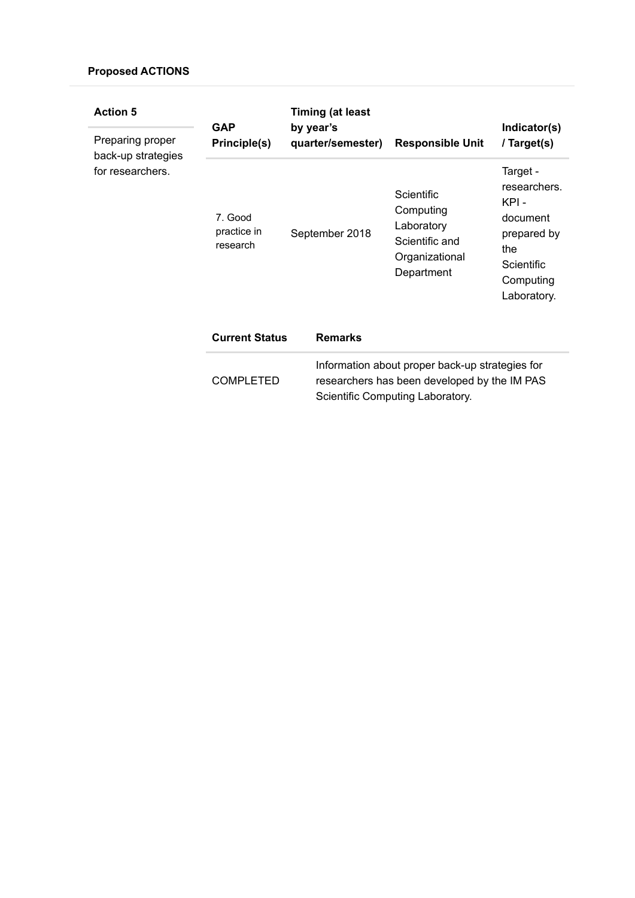**Proposed ACTIONS**

| Action 5 | GAP Principle(s) | Timing (at least by year's quarter/semester) | Responsible Unit | Indicator(s) / Target(s) |
|---|---|---|---|---|
| Preparing proper back-up strategies for researchers. | 7. Good practice in research | September 2018 | Scientific Computing Laboratory Scientific and Organizational Department | Target - researchers. KPI - document prepared by the Scientific Computing Laboratory. |

| Current Status | Remarks |
|---|---|
| COMPLETED | Information about proper back-up strategies for researchers has been developed by the IM PAS Scientific Computing Laboratory. |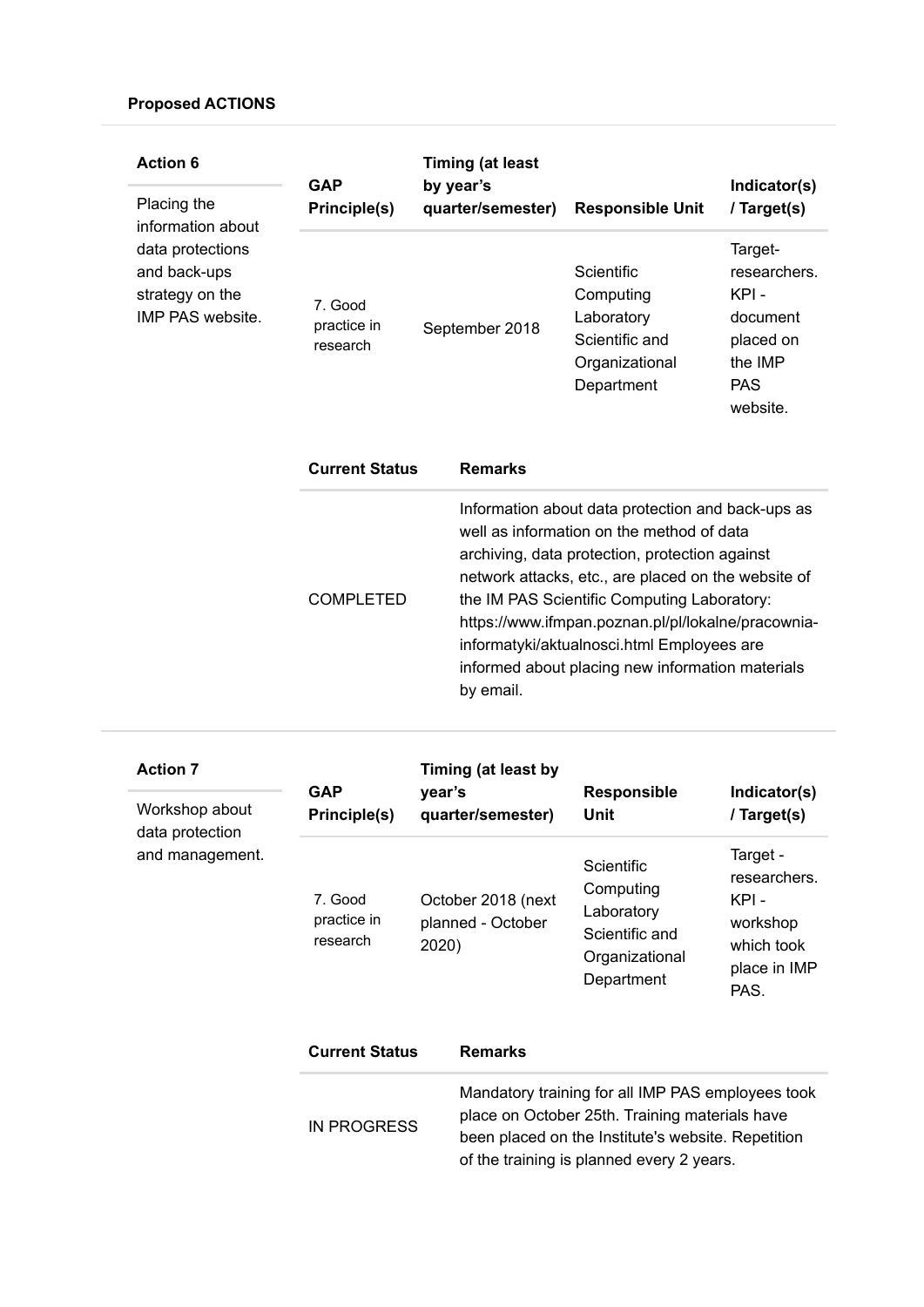**Proposed ACTIONS**

**Action 6**

Placing the information about data protections and back-ups strategy on the IMP PAS website.

| GAP Principle(s) | Timing (at least by year's quarter/semester) | Responsible Unit | Indicator(s) / Target(s) |
| --- | --- | --- | --- |
| 7. Good practice in research | September 2018 | Scientific Computing Laboratory Scientific and Organizational Department | Target- researchers. KPI - document placed on the IMP PAS website. |

| Current Status | Remarks |
| --- | --- |
| COMPLETED | Information about data protection and back-ups as well as information on the method of data archiving, data protection, protection against network attacks, etc., are placed on the website of the IM PAS Scientific Computing Laboratory: https://www.ifmpan.poznan.pl/pl/lokalne/pracownia-informatyki/aktualnosci.html Employees are informed about placing new information materials by email. |

**Action 7**

Workshop about data protection and management.

| GAP Principle(s) | Timing (at least by year's quarter/semester) | Responsible Unit | Indicator(s) / Target(s) |
| --- | --- | --- | --- |
| 7. Good practice in research | October 2018 (next planned - October 2020) | Scientific Computing Laboratory Scientific and Organizational Department | Target - researchers. KPI - workshop which took place in IMP PAS. |

| Current Status | Remarks |
| --- | --- |
| IN PROGRESS | Mandatory training for all IMP PAS employees took place on October 25th. Training materials have been placed on the Institute's website. Repetition of the training is planned every 2 years. |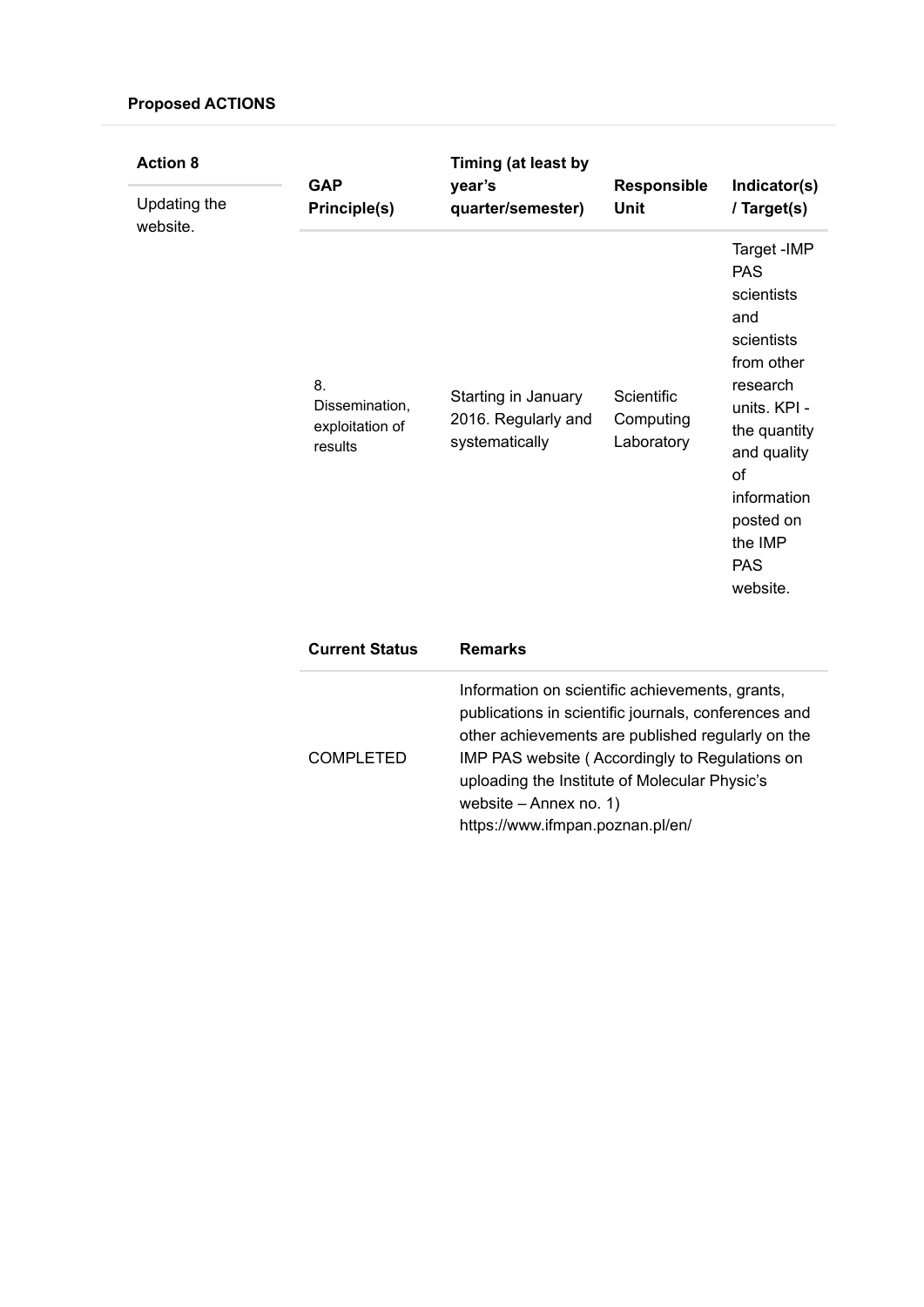**Proposed ACTIONS**

**Action 8**

Updating the website.

| GAP Principle(s) | Timing (at least by year's quarter/semester) | Responsible Unit | Indicator(s) / Target(s) |
|---|---|---|---|
| 8. Dissemination, exploitation of results | Starting in January 2016. Regularly and systematically | Scientific Computing Laboratory | Target -IMP PAS scientists and scientists from other research units. KPI - the quantity and quality of information posted on the IMP PAS website. |

| Current Status | Remarks |
|---|---|
| COMPLETED | Information on scientific achievements, grants, publications in scientific journals, conferences and other achievements are published regularly on the IMP PAS website ( Accordingly to Regulations on uploading the Institute of Molecular Physic's website – Annex no. 1) https://www.ifmpan.poznan.pl/en/ |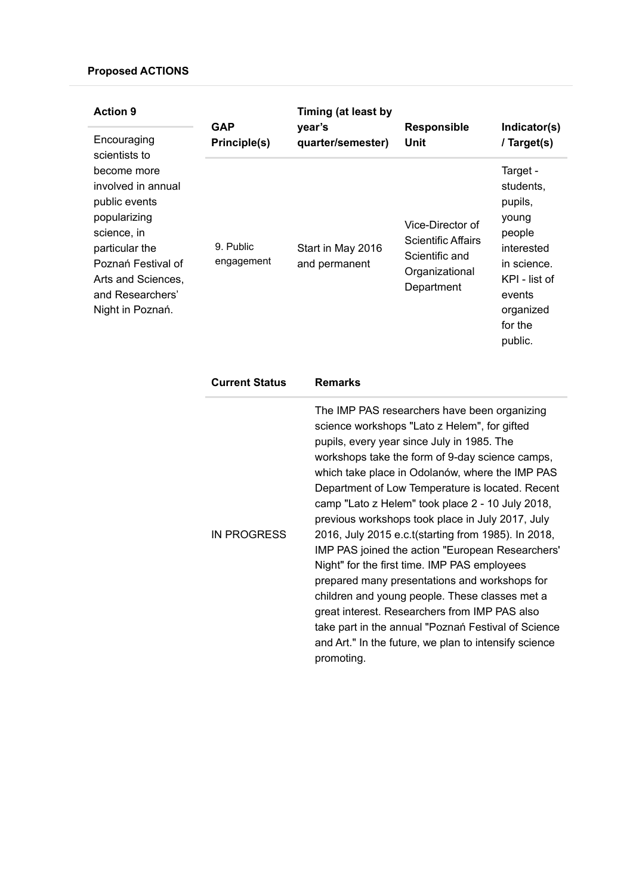**Proposed ACTIONS**

| Action 9 | GAP Principle(s) | Timing (at least by year's quarter/semester) | Responsible Unit | Indicator(s) / Target(s) |
|---|---|---|---|---|
| Encouraging scientists to become more involved in annual public events popularizing science, in particular the Poznań Festival of Arts and Sciences, and Researchers' Night in Poznań. | 9. Public engagement | Start in May 2016 and permanent | Vice-Director of Scientific Affairs Scientific and Organizational Department | Target - students, pupils, young people interested in science. KPI - list of events organized for the public. |

| Current Status | Remarks |
|---|---|
| IN PROGRESS | The IMP PAS researchers have been organizing science workshops "Lato z Helem", for gifted pupils, every year since July in 1985. The workshops take the form of 9-day science camps, which take place in Odolanów, where the IMP PAS Department of Low Temperature is located. Recent camp "Lato z Helem" took place 2 - 10 July 2018, previous workshops took place in July 2017, July 2016, July 2015 e.c.t(starting from 1985). In 2018, IMP PAS joined the action "European Researchers' Night" for the first time. IMP PAS employees prepared many presentations and workshops for children and young people. These classes met a great interest. Researchers from IMP PAS also take part in the annual "Poznań Festival of Science and Art." In the future, we plan to intensify science promoting. |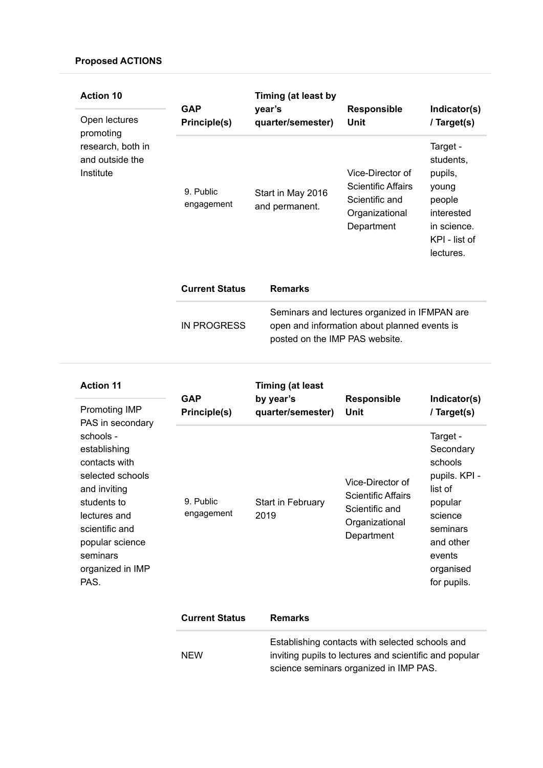**Proposed ACTIONS**

| Action 10 | GAP Principle(s) | Timing (at least by year's quarter/semester) | Responsible Unit | Indicator(s) / Target(s) |
|---|---|---|---|---|
| Open lectures promoting research, both in and outside the Institute | 9. Public engagement | Start in May 2016 and permanent. | Vice-Director of Scientific Affairs Scientific and Organizational Department | Target - students, pupils, young people interested in science. KPI - list of lectures. |

| Current Status | Remarks |
|---|---|
| IN PROGRESS | Seminars and lectures organized in IFMPAN are open and information about planned events is posted on the IMP PAS website. |

| Action 11 | GAP Principle(s) | Timing (at least by year's quarter/semester) | Responsible Unit | Indicator(s) / Target(s) |
|---|---|---|---|---|
| Promoting IMP PAS in secondary schools - establishing contacts with selected schools and inviting students to lectures and scientific and popular science seminars organized in IMP PAS. | 9. Public engagement | Start in February 2019 | Vice-Director of Scientific Affairs Scientific and Organizational Department | Target - Secondary schools pupils. KPI - list of popular science seminars and other events organised for pupils. |

| Current Status | Remarks |
|---|---|
| NEW | Establishing contacts with selected schools and inviting pupils to lectures and scientific and popular science seminars organized in IMP PAS. |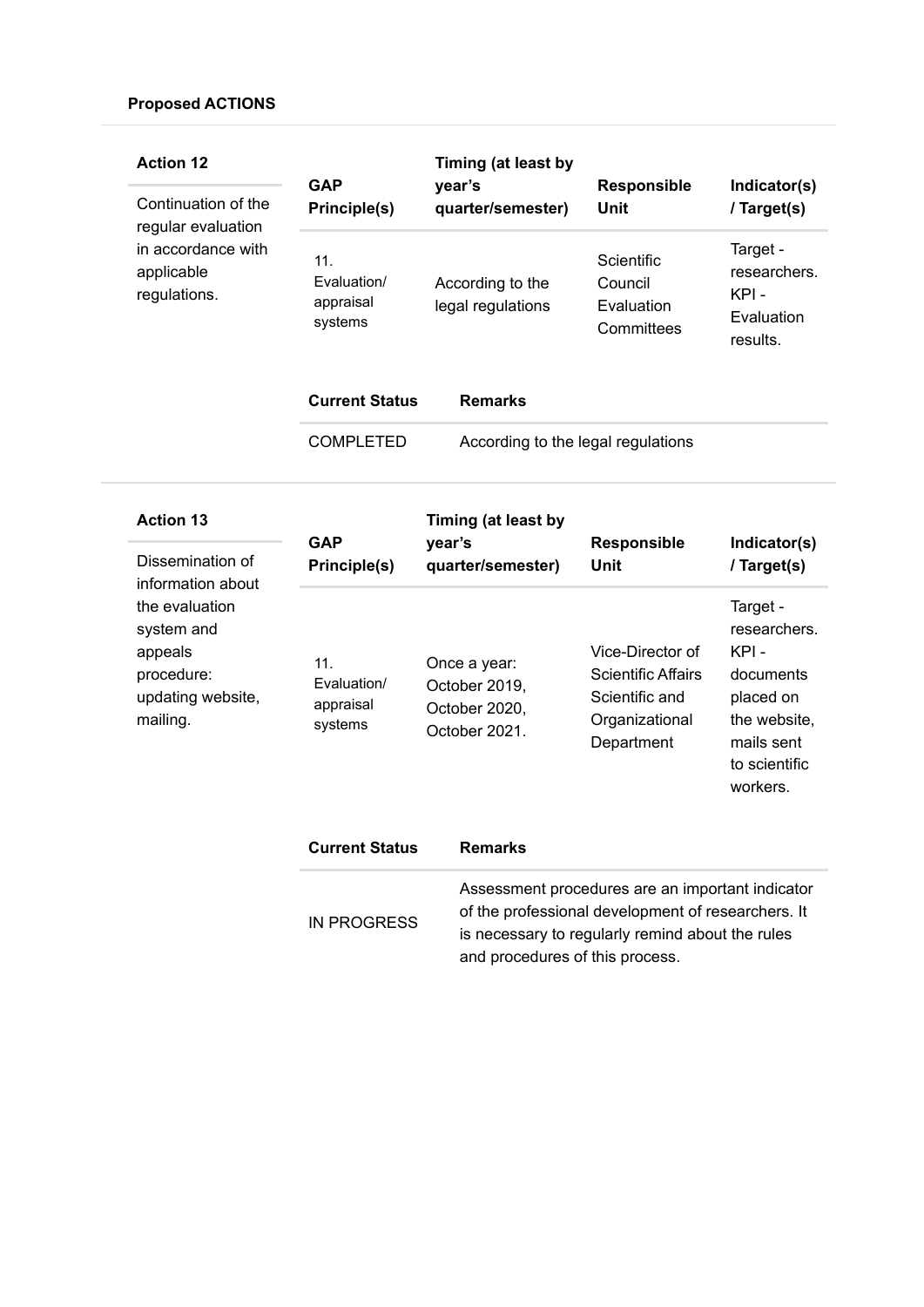**Proposed ACTIONS**

**Action 12**

Continuation of the regular evaluation in accordance with applicable regulations.

| GAP Principle(s) | Timing (at least by year's quarter/semester) | Responsible Unit | Indicator(s) / Target(s) |
|---|---|---|---|
| 11. Evaluation/ appraisal systems | According to the legal regulations | Scientific Council Evaluation Committees | Target - researchers. KPI - Evaluation results. |

| Current Status | Remarks |
|---|---|
| COMPLETED | According to the legal regulations |

**Action 13**

Dissemination of information about the evaluation system and appeals procedure: updating website, mailing.

| GAP Principle(s) | Timing (at least by year's quarter/semester) | Responsible Unit | Indicator(s) / Target(s) |
|---|---|---|---|
| 11. Evaluation/ appraisal systems | Once a year: October 2019, October 2020, October 2021. | Vice-Director of Scientific Affairs Scientific and Organizational Department | Target - researchers. KPI - documents placed on the website, mails sent to scientific workers. |

| Current Status | Remarks |
|---|---|
| IN PROGRESS | Assessment procedures are an important indicator of the professional development of researchers. It is necessary to regularly remind about the rules and procedures of this process. |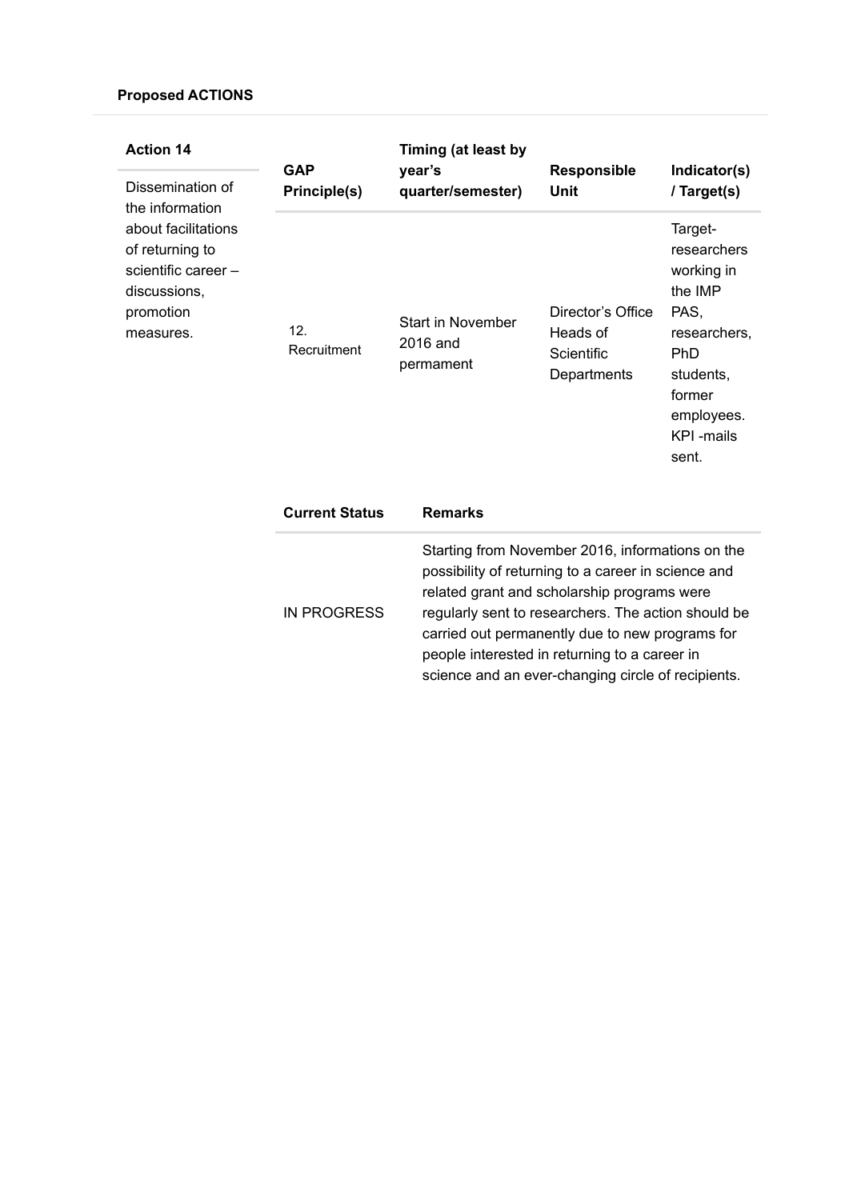**Proposed ACTIONS**

| Action 14 | GAP Principle(s) | Timing (at least by year's quarter/semester) | Responsible Unit | Indicator(s) / Target(s) |
|---|---|---|---|---|
| Dissemination of the information about facilitations of returning to scientific career – discussions, promotion measures. | 12. Recruitment | Start in November 2016 and permament | Director's Office Heads of Scientific Departments | Target-researchers working in the IMP PAS, researchers, PhD students, former employees. KPI -mails sent. |

| Current Status | Remarks |
|---|---|
| IN PROGRESS | Starting from November 2016, informations on the possibility of returning to a career in science and related grant and scholarship programs were regularly sent to researchers. The action should be carried out permanently due to new programs for people interested in returning to a career in science and an ever-changing circle of recipients. |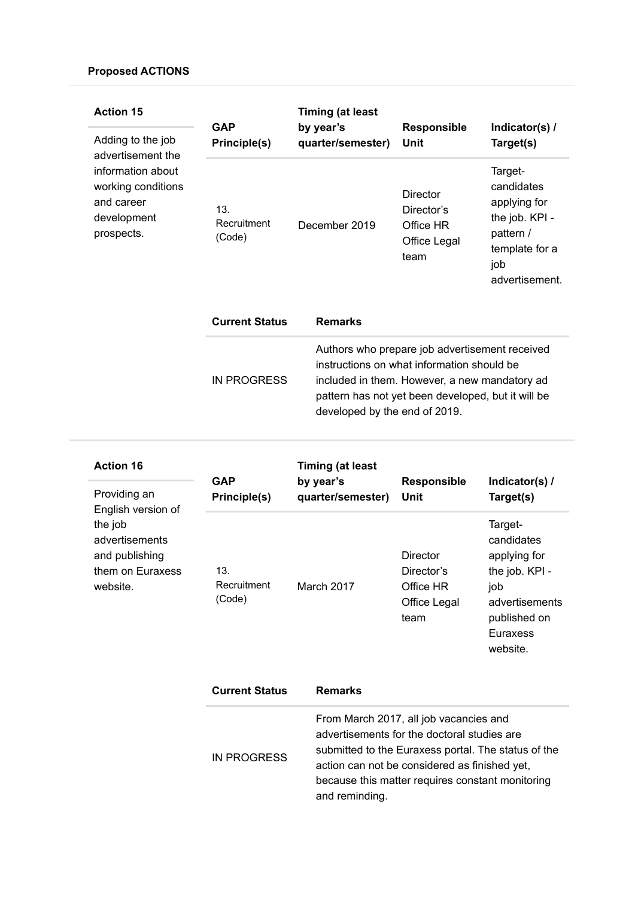**Proposed ACTIONS**

### Action 15

Adding to the job advertisement the information about working conditions and career development prospects.

| GAP Principle(s) | Timing (at least by year's quarter/semester) | Responsible Unit | Indicator(s) / Target(s) |
|---|---|---|---|
| 13. Recruitment (Code) | December 2019 | Director Director's Office HR Office Legal team | Target- candidates applying for the job. KPI - pattern / template for a job advertisement. |

| Current Status | Remarks |
|---|---|
| IN PROGRESS | Authors who prepare job advertisement received instructions on what information should be included in them. However, a new mandatory ad pattern has not yet been developed, but it will be developed by the end of 2019. |

### Action 16

Providing an English version of the job advertisements and publishing them on Euraxess website.

| GAP Principle(s) | Timing (at least by year's quarter/semester) | Responsible Unit | Indicator(s) / Target(s) |
|---|---|---|---|
| 13. Recruitment (Code) | March 2017 | Director Director's Office HR Office Legal team | Target- candidates applying for the job. KPI - job advertisements published on Euraxess website. |

| Current Status | Remarks |
|---|---|
| IN PROGRESS | From March 2017, all job vacancies and advertisements for the doctoral studies are submitted to the Euraxess portal. The status of the action can not be considered as finished yet, because this matter requires constant monitoring and reminding. |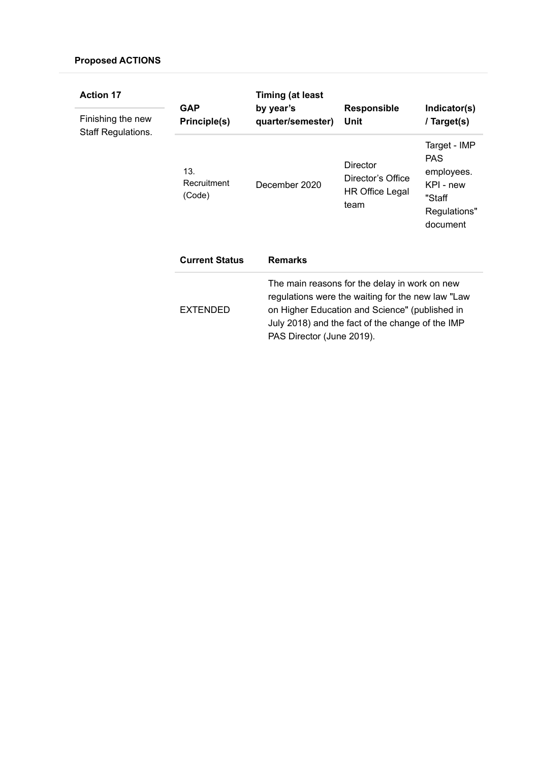**Proposed ACTIONS**

**Action 17**

Finishing the new Staff Regulations.

| GAP Principle(s) | Timing (at least by year's quarter/semester) | Responsible Unit | Indicator(s) / Target(s) |
|---|---|---|---|
| 13. Recruitment (Code) | December 2020 | Director Director's Office HR Office Legal team | Target - IMP PAS employees. KPI - new "Staff Regulations" document |

| Current Status | Remarks |
|---|---|
| EXTENDED | The main reasons for the delay in work on new regulations were the waiting for the new law "Law on Higher Education and Science" (published in July 2018) and the fact of the change of the IMP PAS Director (June 2019). |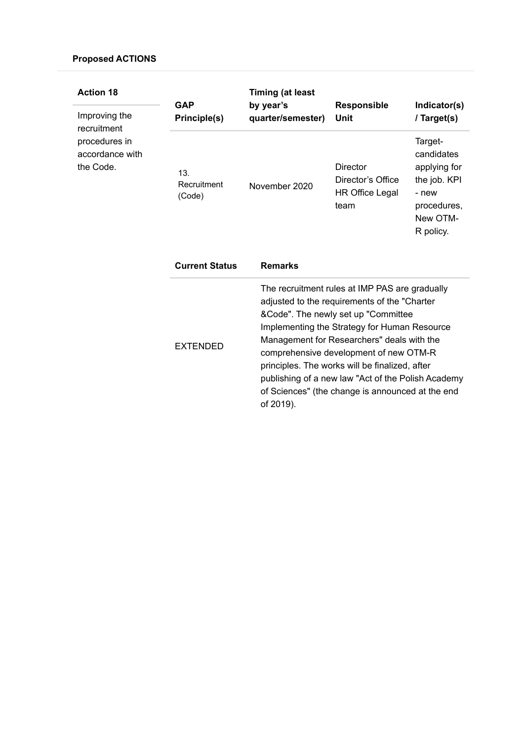**Proposed ACTIONS**

| Action 18 | GAP Principle(s) | Timing (at least by year's quarter/semester) | Responsible Unit | Indicator(s) / Target(s) |
|---|---|---|---|---|
| Improving the recruitment procedures in accordance with the Code. | 13. Recruitment (Code) | November 2020 | Director Director's Office HR Office Legal team | Target- candidates applying for the job. KPI - new procedures, New OTM-R policy. |

| Current Status | Remarks |
|---|---|
| EXTENDED | The recruitment rules at IMP PAS are gradually adjusted to the requirements of the "Charter &Code". The newly set up "Committee Implementing the Strategy for Human Resource Management for Researchers" deals with the comprehensive development of new OTM-R principles. The works will be finalized, after publishing of a new law "Act of the Polish Academy of Sciences" (the change is announced at the end of 2019). |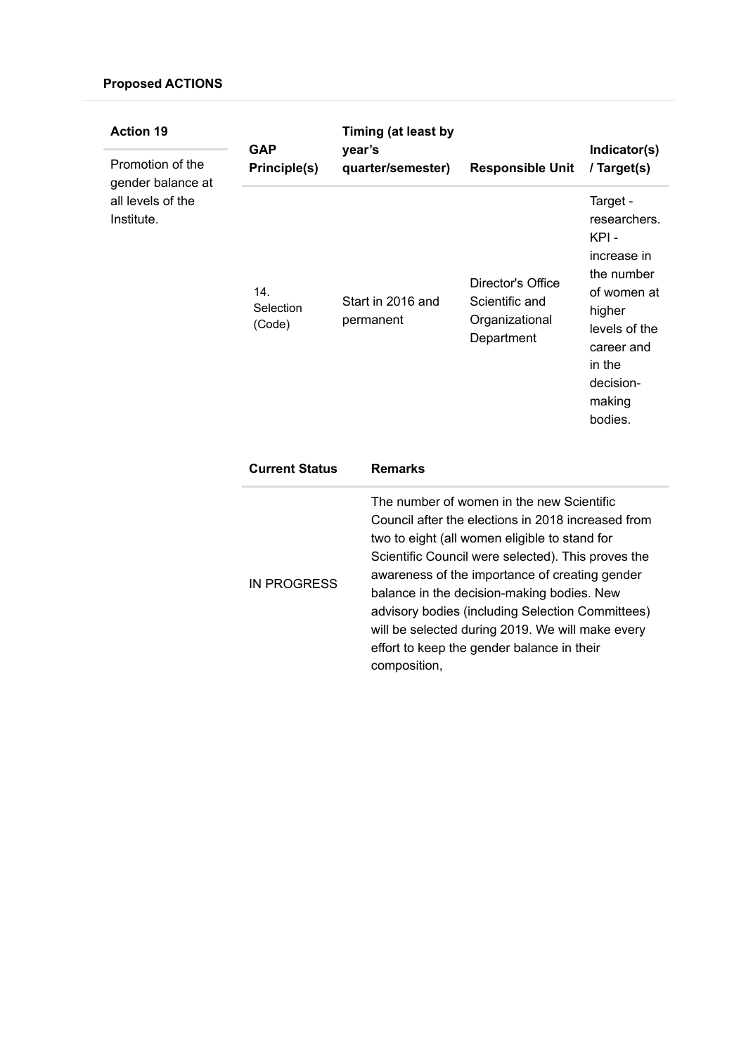**Proposed ACTIONS**

| Action 19 | GAP Principle(s) | Timing (at least by year's quarter/semester) | Responsible Unit | Indicator(s) / Target(s) |
|---|---|---|---|---|
| Promotion of the gender balance at all levels of the Institute. | 14. Selection (Code) | Start in 2016 and permanent | Director's Office Scientific and Organizational Department | Target - researchers. KPI - increase in the number of women at higher levels of the career and in the decision-making bodies. |

| Current Status | Remarks |
|---|---|
| IN PROGRESS | The number of women in the new Scientific Council after the elections in 2018 increased from two to eight (all women eligible to stand for Scientific Council were selected). This proves the awareness of the importance of creating gender balance in the decision-making bodies. New advisory bodies (including Selection Committees) will be selected during 2019. We will make every effort to keep the gender balance in their composition, |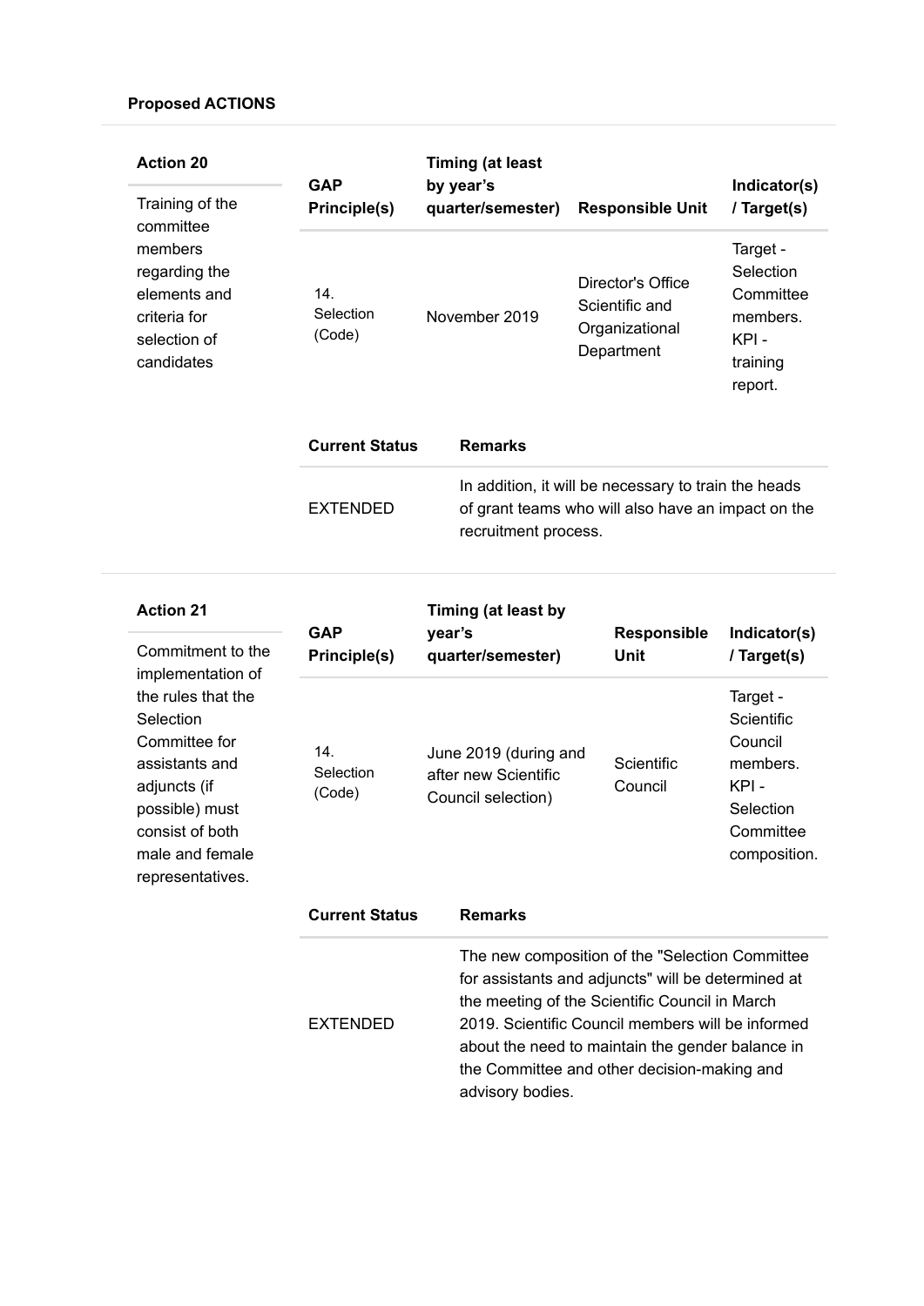**Proposed ACTIONS**

**Action 20**

Training of the committee members regarding the elements and criteria for selection of candidates

| GAP Principle(s) | Timing (at least by year's quarter/semester) | Responsible Unit | Indicator(s) / Target(s) |
|---|---|---|---|
| 14. Selection (Code) | November 2019 | Director's Office Scientific and Organizational Department | Target - Selection Committee members. KPI - training report. |

| Current Status | Remarks |
|---|---|
| EXTENDED | In addition, it will be necessary to train the heads of grant teams who will also have an impact on the recruitment process. |

**Action 21**

Commitment to the implementation of the rules that the Selection Committee for assistants and adjuncts (if possible) must consist of both male and female representatives.

| GAP Principle(s) | Timing (at least by year's quarter/semester) | Responsible Unit | Indicator(s) / Target(s) |
|---|---|---|---|
| 14. Selection (Code) | June 2019 (during and after new Scientific Council selection) | Scientific Council | Target - Scientific Council members. KPI - Selection Committee composition. |

| Current Status | Remarks |
|---|---|
| EXTENDED | The new composition of the "Selection Committee for assistants and adjuncts" will be determined at the meeting of the Scientific Council in March 2019. Scientific Council members will be informed about the need to maintain the gender balance in the Committee and other decision-making and advisory bodies. |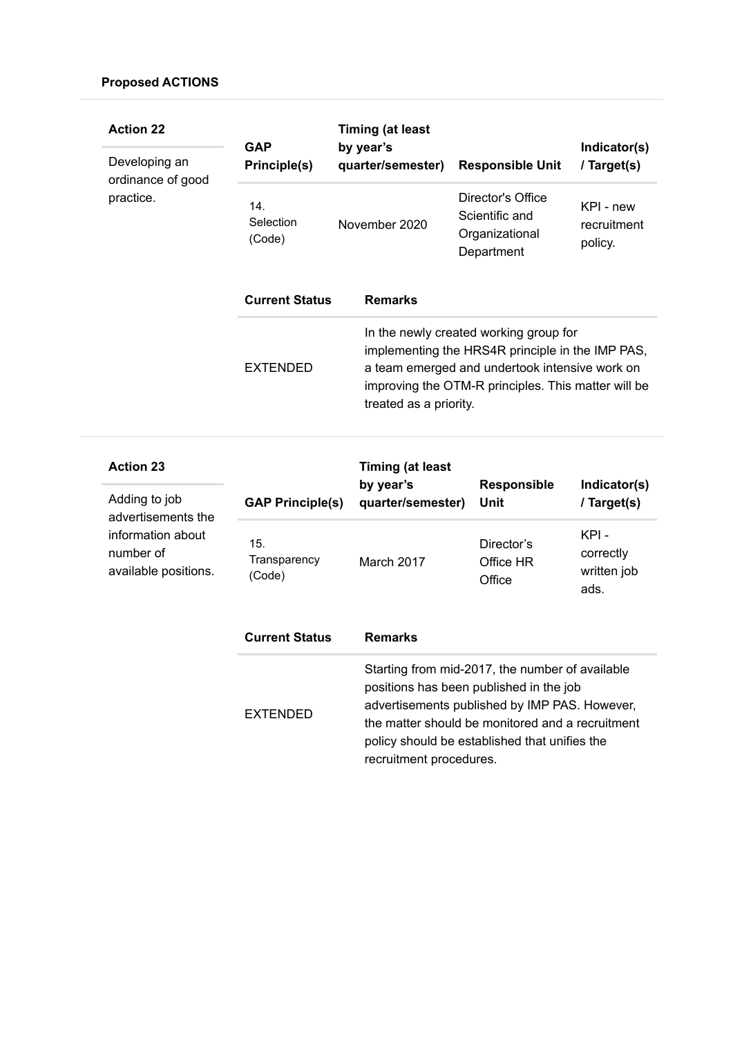**Proposed ACTIONS**

**Action 22**

Developing an ordinance of good practice.

| GAP Principle(s) | Timing (at least by year's quarter/semester) | Responsible Unit | Indicator(s) / Target(s) |
|---|---|---|---|
| 14. Selection (Code) | November 2020 | Director's Office Scientific and Organizational Department | KPI - new recruitment policy. |

| Current Status | Remarks |
|---|---|
| EXTENDED | In the newly created working group for implementing the HRS4R principle in the IMP PAS, a team emerged and undertook intensive work on improving the OTM-R principles. This matter will be treated as a priority. |

**Action 23**

Adding to job advertisements the information about number of available positions.

| GAP Principle(s) | Timing (at least by year's quarter/semester) | Responsible Unit | Indicator(s) / Target(s) |
|---|---|---|---|
| 15. Transparency (Code) | March 2017 | Director's Office HR Office | KPI - correctly written job ads. |

| Current Status | Remarks |
|---|---|
| EXTENDED | Starting from mid-2017, the number of available positions has been published in the job advertisements published by IMP PAS. However, the matter should be monitored and a recruitment policy should be established that unifies the recruitment procedures. |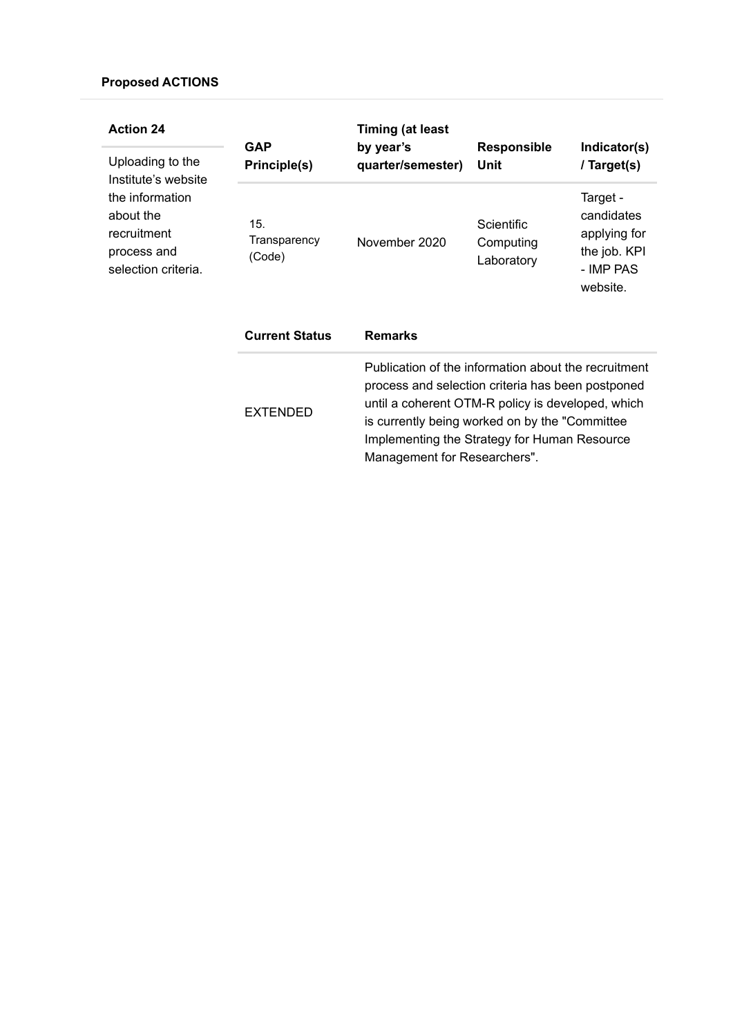**Proposed ACTIONS**

| Action 24 | GAP Principle(s) | Timing (at least by year's quarter/semester) | Responsible Unit | Indicator(s) / Target(s) |
|---|---|---|---|---|
| Uploading to the Institute's website the information about the recruitment process and selection criteria. | 15. Transparency (Code) | November 2020 | Scientific Computing Laboratory | Target - candidates applying for the job. KPI - IMP PAS website. |

| Current Status | Remarks |
|---|---|
| EXTENDED | Publication of the information about the recruitment process and selection criteria has been postponed until a coherent OTM-R policy is developed, which is currently being worked on by the "Committee Implementing the Strategy for Human Resource Management for Researchers". |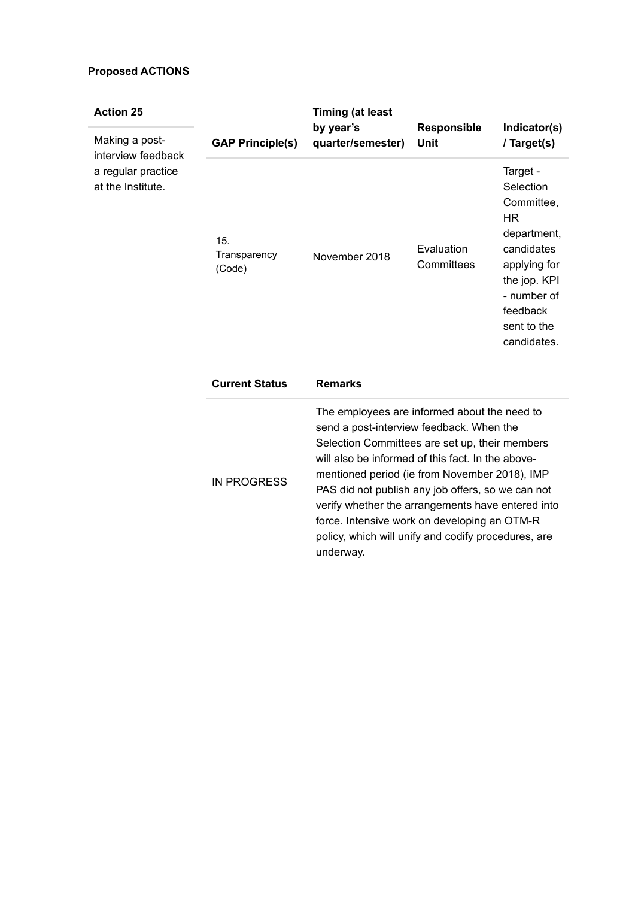**Proposed ACTIONS**

**Action 25**

Making a post-interview feedback a regular practice at the Institute.

| GAP Principle(s) | Timing (at least by year's quarter/semester) | Responsible Unit | Indicator(s) / Target(s) |
|---|---|---|---|
| 15. Transparency (Code) | November 2018 | Evaluation Committees | Target - Selection Committee, HR department, candidates applying for the jop. KPI - number of feedback sent to the candidates. |

| Current Status | Remarks |
|---|---|
| IN PROGRESS | The employees are informed about the need to send a post-interview feedback. When the Selection Committees are set up, their members will also be informed of this fact. In the above-mentioned period (ie from November 2018), IMP PAS did not publish any job offers, so we can not verify whether the arrangements have entered into force. Intensive work on developing an OTM-R policy, which will unify and codify procedures, are underway. |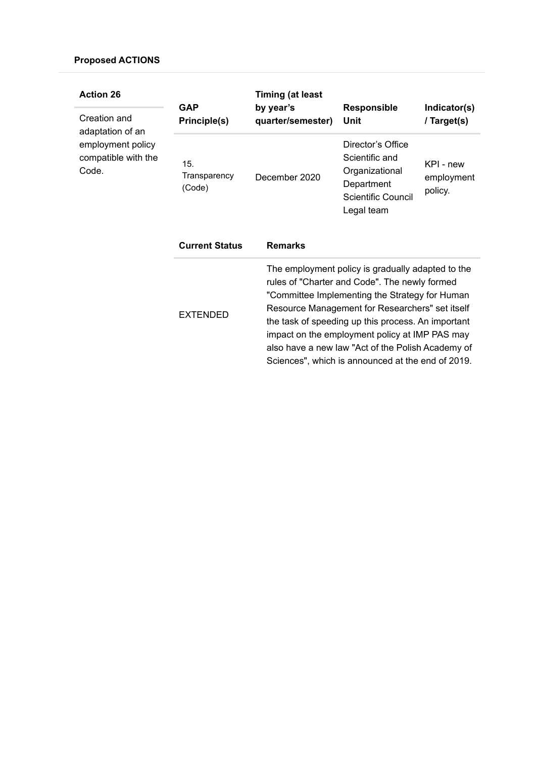**Proposed ACTIONS**

**Action 26**

Creation and adaptation of an employment policy compatible with the Code.

| GAP Principle(s) | Timing (at least by year's quarter/semester) | Responsible Unit | Indicator(s) / Target(s) |
|---|---|---|---|
| 15. Transparency (Code) | December 2020 | Director's Office<br>Scientific and Organizational Department<br>Scientific Council<br>Legal team | KPI - new employment policy. |

| Current Status | Remarks |
|---|---|
| EXTENDED | The employment policy is gradually adapted to the rules of "Charter and Code". The newly formed "Committee Implementing the Strategy for Human Resource Management for Researchers" set itself the task of speeding up this process. An important impact on the employment policy at IMP PAS may also have a new law "Act of the Polish Academy of Sciences", which is announced at the end of 2019. |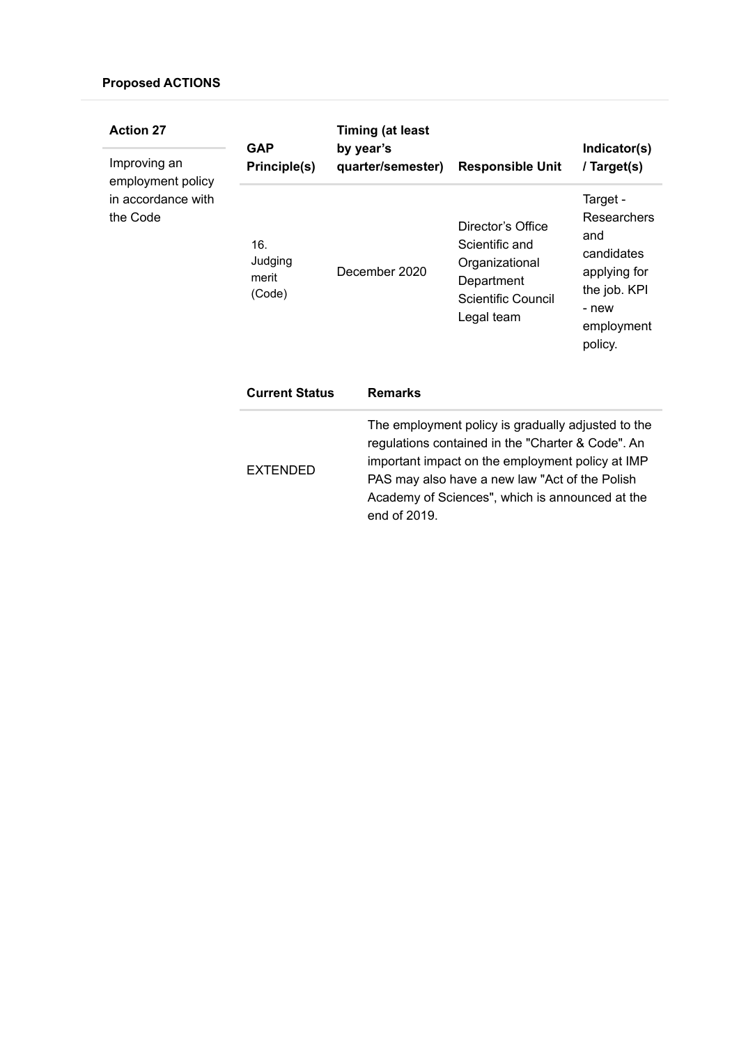**Proposed ACTIONS**

**Action 27**

Improving an employment policy in accordance with the Code

| GAP Principle(s) | Timing (at least by year's quarter/semester) | Responsible Unit | Indicator(s) / Target(s) |
|---|---|---|---|
| 16. Judging merit (Code) | December 2020 | Director's Office Scientific and Organizational Department Scientific Council Legal team | Target - Researchers and candidates applying for the job. KPI - new employment policy. |

| Current Status | Remarks |
|---|---|
| EXTENDED | The employment policy is gradually adjusted to the regulations contained in the "Charter & Code". An important impact on the employment policy at IMP PAS may also have a new law "Act of the Polish Academy of Sciences", which is announced at the end of 2019. |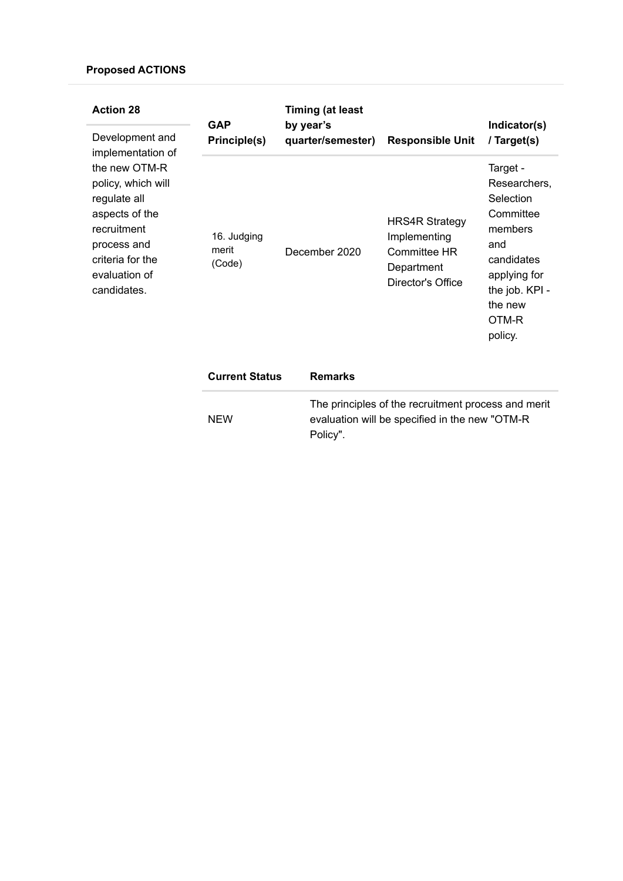**Proposed ACTIONS**

| Action 28 | GAP Principle(s) | Timing (at least by year's quarter/semester) | Responsible Unit | Indicator(s) / Target(s) |
|---|---|---|---|---|
| Development and implementation of the new OTM-R policy, which will regulate all aspects of the recruitment process and criteria for the evaluation of candidates. | 16. Judging merit (Code) | December 2020 | HRS4R Strategy Implementing Committee HR Department Director's Office | Target - Researchers, Selection Committee members and candidates applying for the job. KPI - the new OTM-R policy. |

| Current Status | Remarks |
|---|---|
| NEW | The principles of the recruitment process and merit evaluation will be specified in the new "OTM-R Policy". |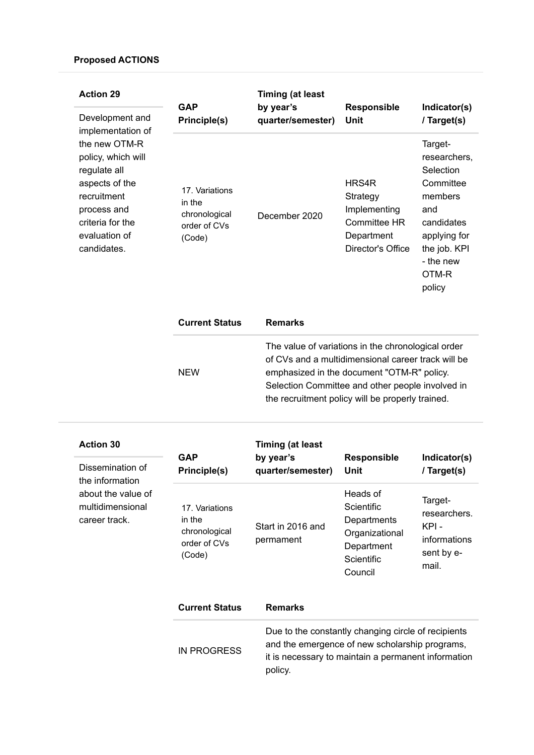**Proposed ACTIONS**

**Action 29**

Development and implementation of the new OTM-R policy, which will regulate all aspects of the recruitment process and criteria for the evaluation of candidates.

| GAP Principle(s) | Timing (at least by year's quarter/semester) | Responsible Unit | Indicator(s) / Target(s) |
|---|---|---|---|
| 17. Variations in the chronological order of CVs (Code) | December 2020 | HRS4R Strategy Implementing Committee HR Department Director's Office | Target- researchers, Selection Committee members and candidates applying for the job. KPI - the new OTM-R policy |

| Current Status | Remarks |
|---|---|
| NEW | The value of variations in the chronological order of CVs and a multidimensional career track will be emphasized in the document "OTM-R" policy. Selection Committee and other people involved in the recruitment policy will be properly trained. |

**Action 30**

Dissemination of the information about the value of multidimensional career track.

| GAP Principle(s) | Timing (at least by year's quarter/semester) | Responsible Unit | Indicator(s) / Target(s) |
|---|---|---|---|
| 17. Variations in the chronological order of CVs (Code) | Start in 2016 and permament | Heads of Scientific Departments Organizational Department Scientific Council | Target- researchers. KPI - informations sent by e-mail. |

| Current Status | Remarks |
|---|---|
| IN PROGRESS | Due to the constantly changing circle of recipients and the emergence of new scholarship programs, it is necessary to maintain a permanent information policy. |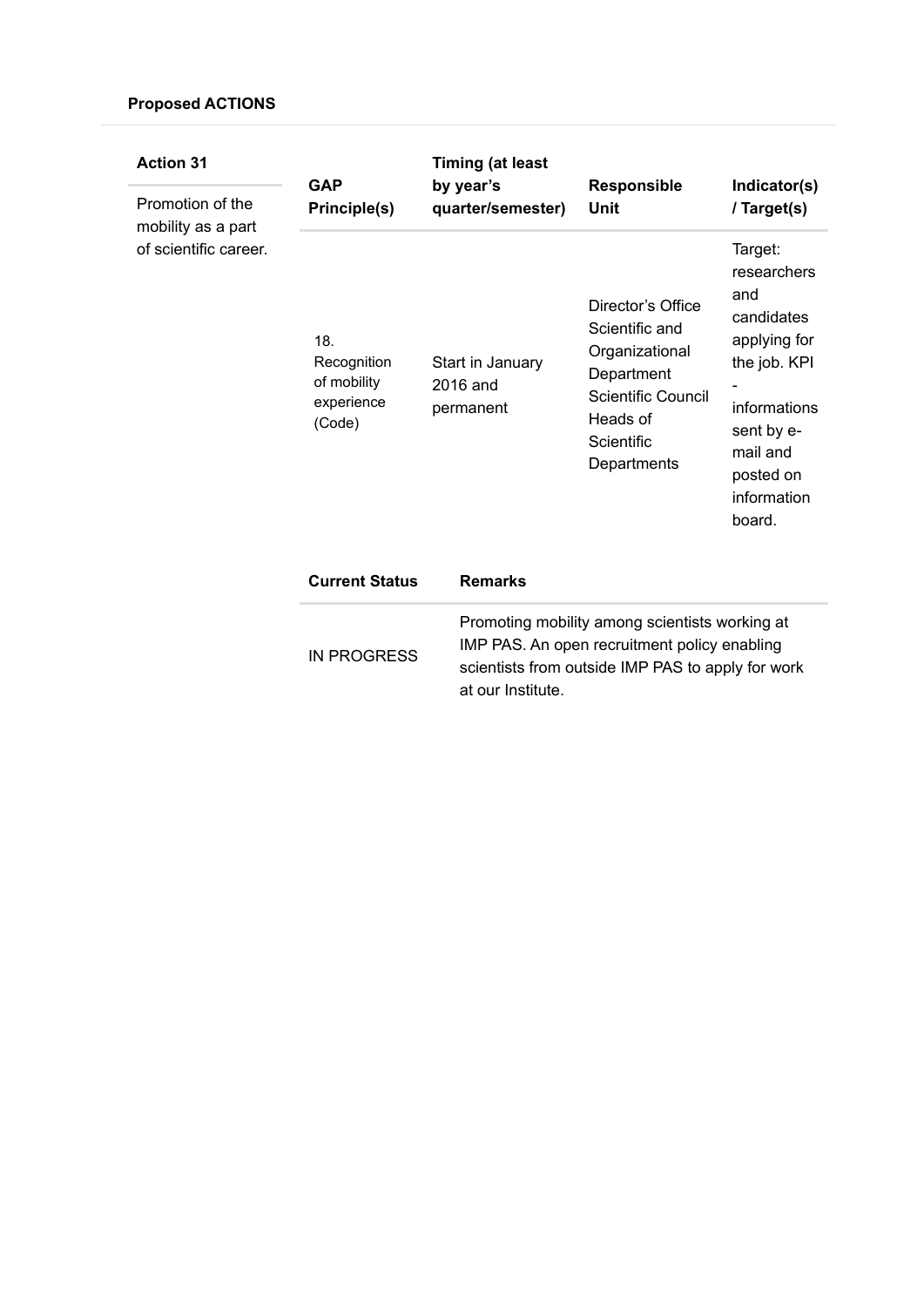**Proposed ACTIONS**

**Action 31**

Promotion of the mobility as a part of scientific career.

| GAP Principle(s) | Timing (at least by year's quarter/semester) | Responsible Unit | Indicator(s) / Target(s) |
|---|---|---|---|
| 18. Recognition of mobility experience (Code) | Start in January 2016 and permanent | Director's Office Scientific and Organizational Department Scientific Council Heads of Scientific Departments | Target: researchers and candidates applying for the job. KPI - informations sent by e-mail and posted on information board. |

| Current Status | Remarks |
|---|---|
| IN PROGRESS | Promoting mobility among scientists working at IMP PAS. An open recruitment policy enabling scientists from outside IMP PAS to apply for work at our Institute. |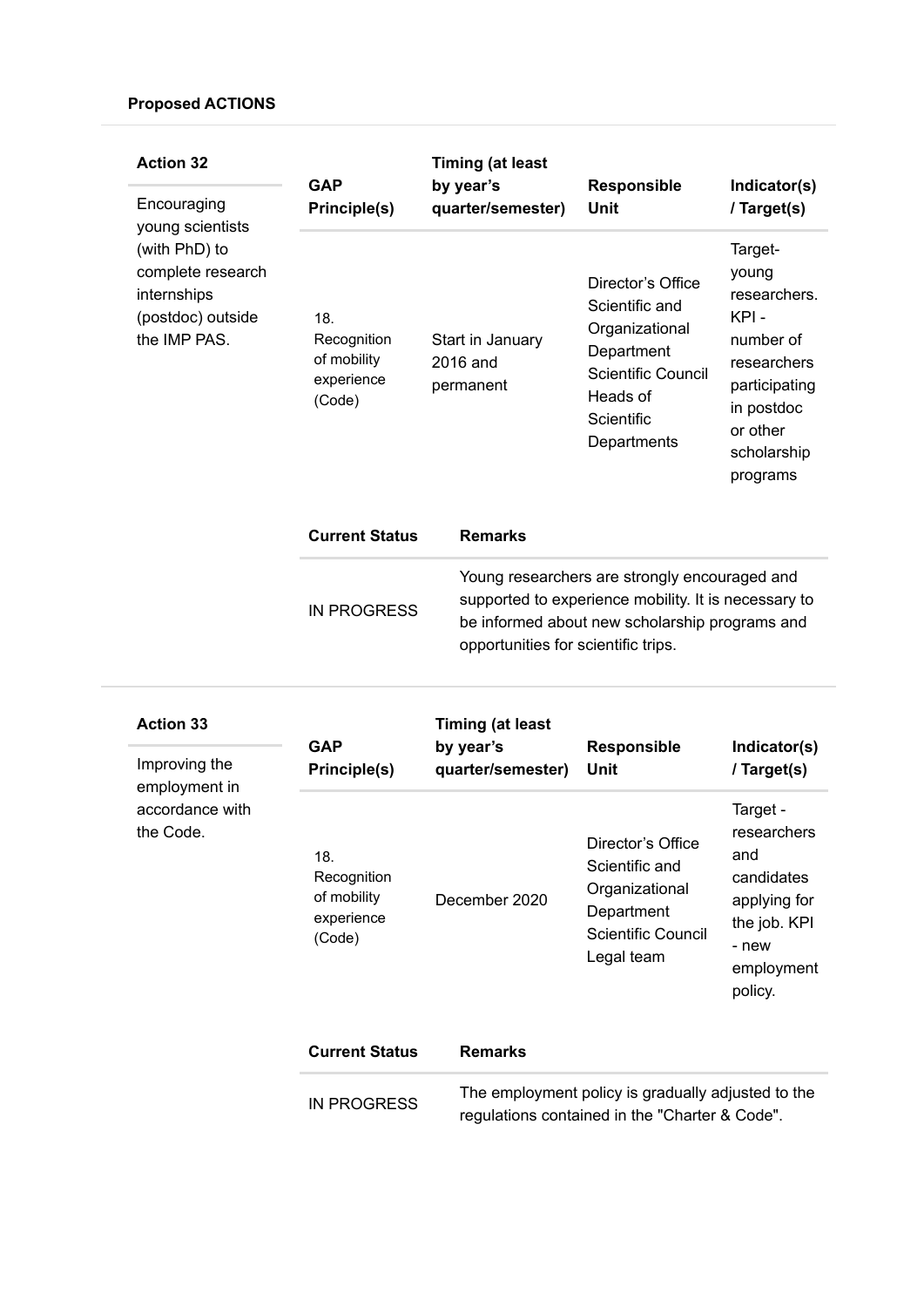**Proposed ACTIONS**

**Action 32**

Encouraging young scientists (with PhD) to complete research internships (postdoc) outside the IMP PAS.

| GAP Principle(s) | Timing (at least by year's quarter/semester) | Responsible Unit | Indicator(s) / Target(s) |
| --- | --- | --- | --- |
| 18. Recognition of mobility experience (Code) | Start in January 2016 and permanent | Director's Office Scientific and Organizational Department Scientific Council Heads of Scientific Departments | Target- young researchers. KPI - number of researchers participating in postdoc or other scholarship programs |

| Current Status | Remarks |
| --- | --- |
| IN PROGRESS | Young researchers are strongly encouraged and supported to experience mobility. It is necessary to be informed about new scholarship programs and opportunities for scientific trips. |

**Action 33**

Improving the employment in accordance with the Code.

| GAP Principle(s) | Timing (at least by year's quarter/semester) | Responsible Unit | Indicator(s) / Target(s) |
| --- | --- | --- | --- |
| 18. Recognition of mobility experience (Code) | December 2020 | Director's Office Scientific and Organizational Department Scientific Council Legal team | Target - researchers and candidates applying for the job. KPI - new employment policy. |

| Current Status | Remarks |
| --- | --- |
| IN PROGRESS | The employment policy is gradually adjusted to the regulations contained in the "Charter & Code". |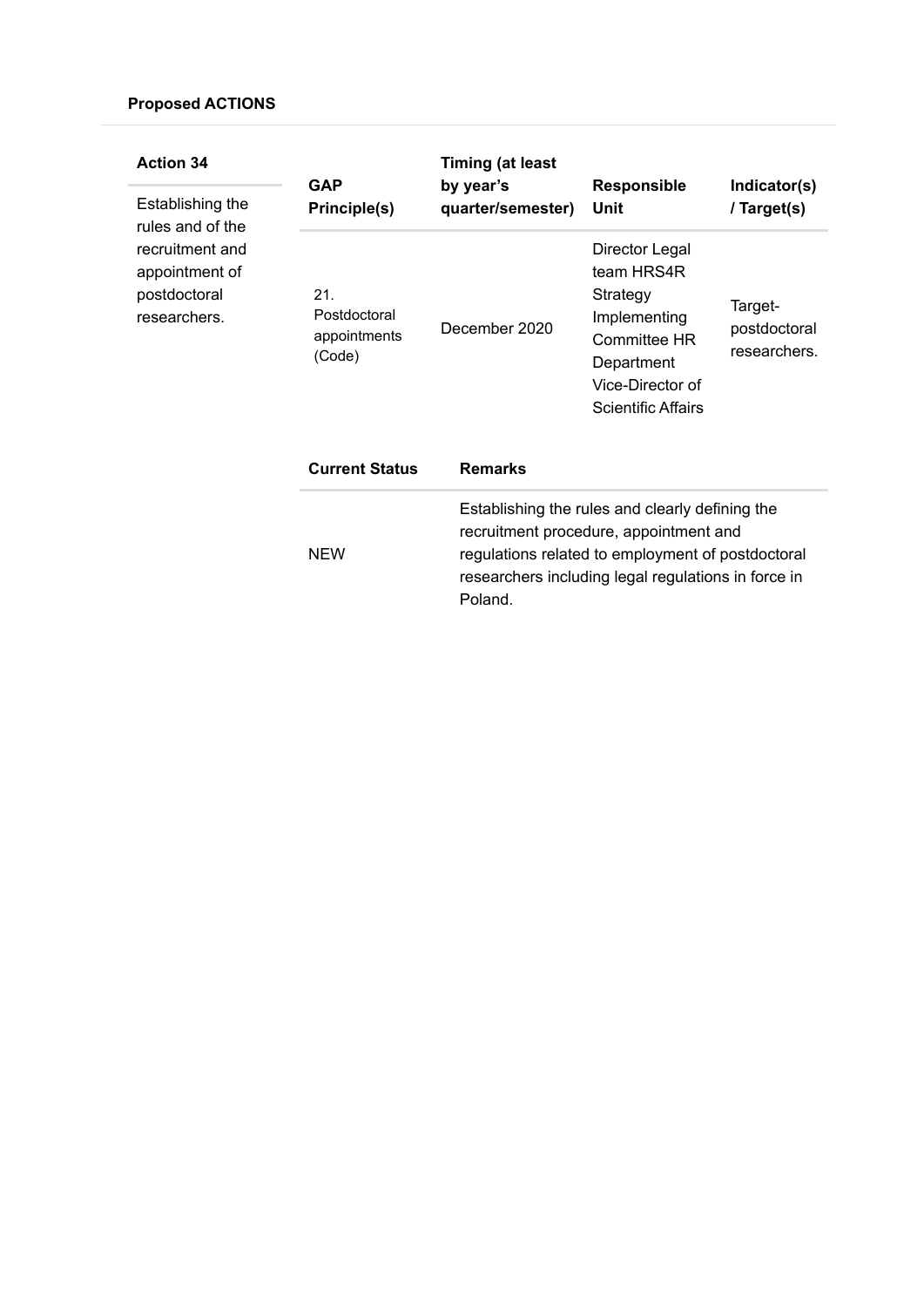**Proposed ACTIONS**

| Action 34 | GAP Principle(s) | Timing (at least by year's quarter/semester) | Responsible Unit | Indicator(s) / Target(s) |
|---|---|---|---|---|
| Establishing the rules and of the recruitment and appointment of postdoctoral researchers. | 21. Postdoctoral appointments (Code) | December 2020 | Director Legal team HRS4R Strategy Implementing Committee HR Department Vice-Director of Scientific Affairs | Target- postdoctoral researchers. |

| Current Status | Remarks |
|---|---|
| NEW | Establishing the rules and clearly defining the recruitment procedure, appointment and regulations related to employment of postdoctoral researchers including legal regulations in force in Poland. |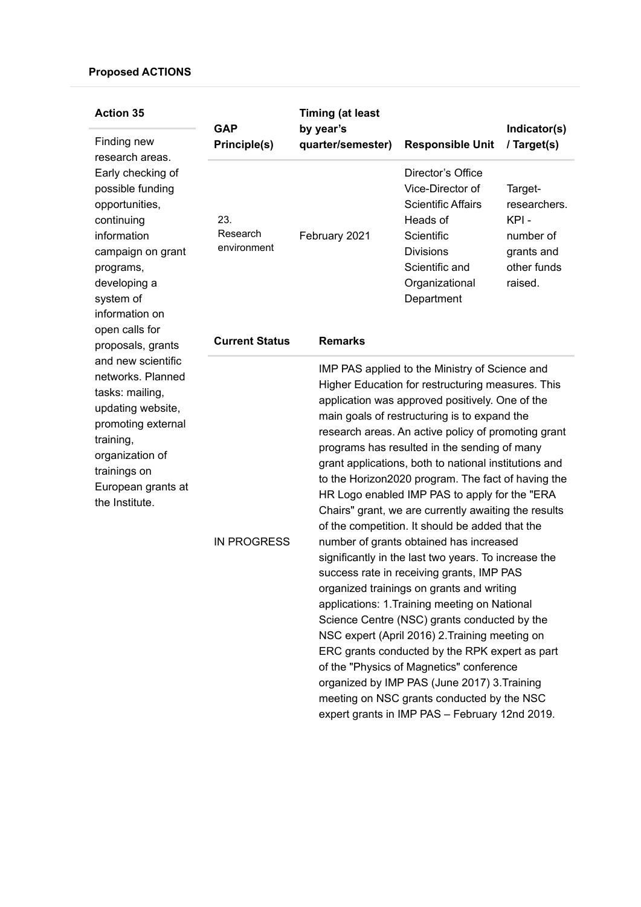**Proposed ACTIONS**

**Action 35**

Finding new research areas. Early checking of possible funding opportunities, continuing information campaign on grant programs, developing a system of information on open calls for proposals, grants and new scientific networks. Planned tasks: mailing, updating website, promoting external training, organization of trainings on European grants at the Institute.

| GAP Principle(s) | Timing (at least by year's quarter/semester) | Responsible Unit | Indicator(s) / Target(s) |
|---|---|---|---|
| 23. Research environment | February 2021 | Director's Office Vice-Director of Scientific Affairs Heads of Scientific Divisions Scientific and Organizational Department | Target-researchers. KPI - number of grants and other funds raised. |

| Current Status | Remarks |
|---|---|
| IN PROGRESS | IMP PAS applied to the Ministry of Science and Higher Education for restructuring measures. This application was approved positively. One of the main goals of restructuring is to expand the research areas. An active policy of promoting grant programs has resulted in the sending of many grant applications, both to national institutions and to the Horizon2020 program. The fact of having the HR Logo enabled IMP PAS to apply for the "ERA Chairs" grant, we are currently awaiting the results of the competition. It should be added that the number of grants obtained has increased significantly in the last two years. To increase the success rate in receiving grants, IMP PAS organized trainings on grants and writing applications: 1.Training meeting on National Science Centre (NSC) grants conducted by the NSC expert (April 2016) 2.Training meeting on ERC grants conducted by the RPK expert as part of the "Physics of Magnetics" conference organized by IMP PAS (June 2017) 3.Training meeting on NSC grants conducted by the NSC expert grants in IMP PAS – February 12nd 2019. |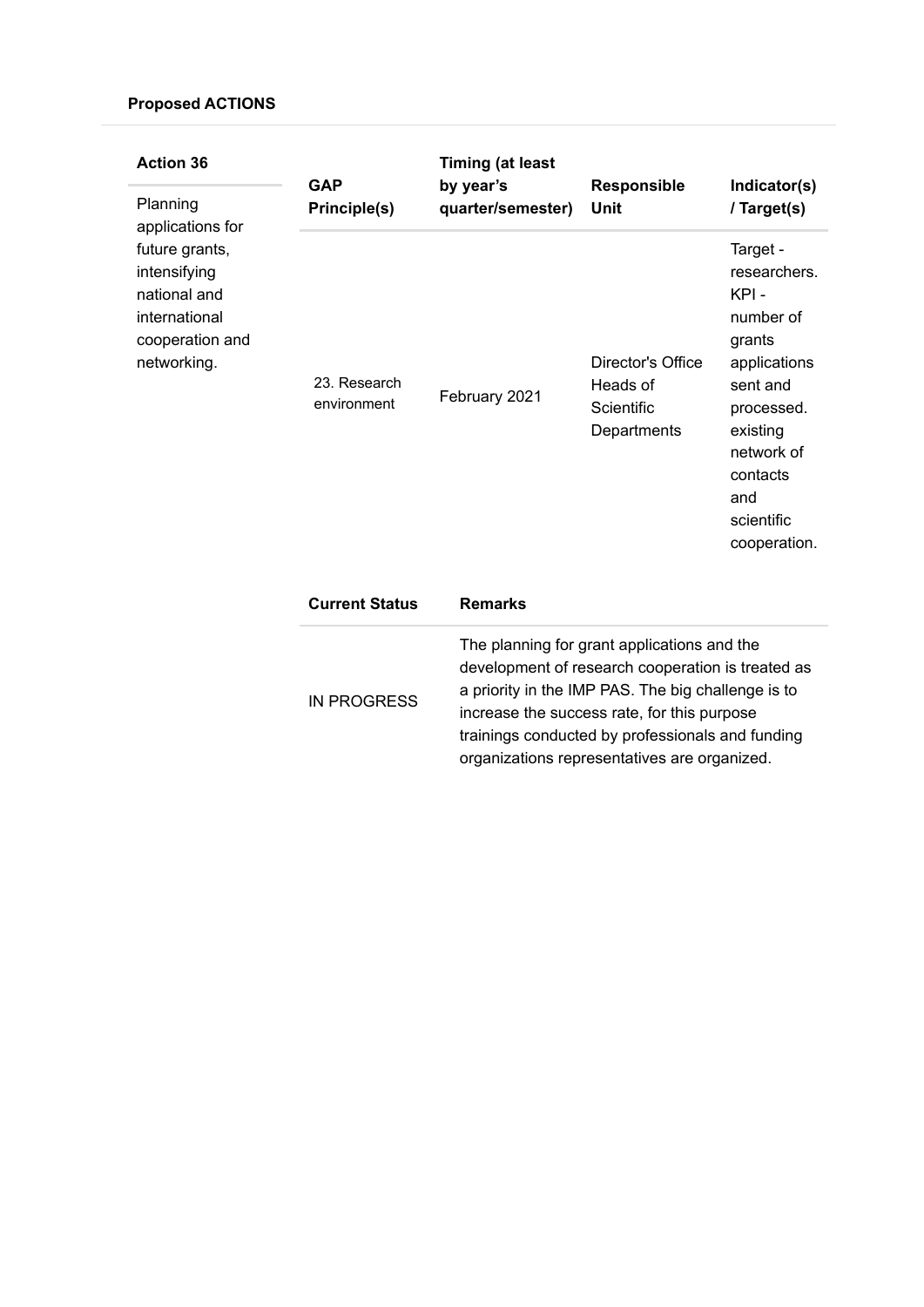**Proposed ACTIONS**

**Action 36**

Planning applications for future grants, intensifying national and international cooperation and networking.

| GAP Principle(s) | Timing (at least by year's quarter/semester) | Responsible Unit | Indicator(s) / Target(s) |
|---|---|---|---|
| 23. Research environment | February 2021 | Director's Office Heads of Scientific Departments | Target - researchers. KPI - number of grants applications sent and processed. existing network of contacts and scientific cooperation. |

| Current Status | Remarks |
|---|---|
| IN PROGRESS | The planning for grant applications and the development of research cooperation is treated as a priority in the IMP PAS. The big challenge is to increase the success rate, for this purpose trainings conducted by professionals and funding organizations representatives are organized. |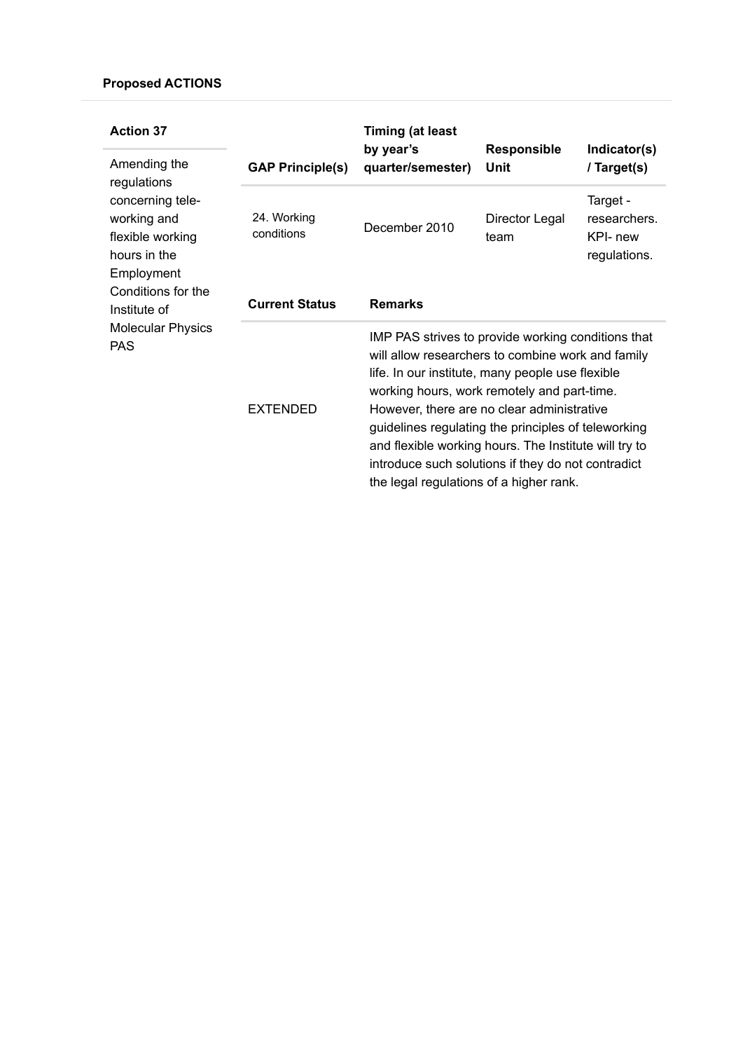**Proposed ACTIONS**

**Action 37**

Amending the regulations concerning tele-working and flexible working hours in the Employment Conditions for the Institute of Molecular Physics PAS

| GAP Principle(s) | Timing (at least by year's quarter/semester) | Responsible Unit | Indicator(s) / Target(s) |
|---|---|---|---|
| 24. Working conditions | December 2010 | Director Legal team | Target - researchers. KPI- new regulations. |

| Current Status | Remarks |
|---|---|
| EXTENDED | IMP PAS strives to provide working conditions that will allow researchers to combine work and family life. In our institute, many people use flexible working hours, work remotely and part-time. However, there are no clear administrative guidelines regulating the principles of teleworking and flexible working hours. The Institute will try to introduce such solutions if they do not contradict the legal regulations of a higher rank. |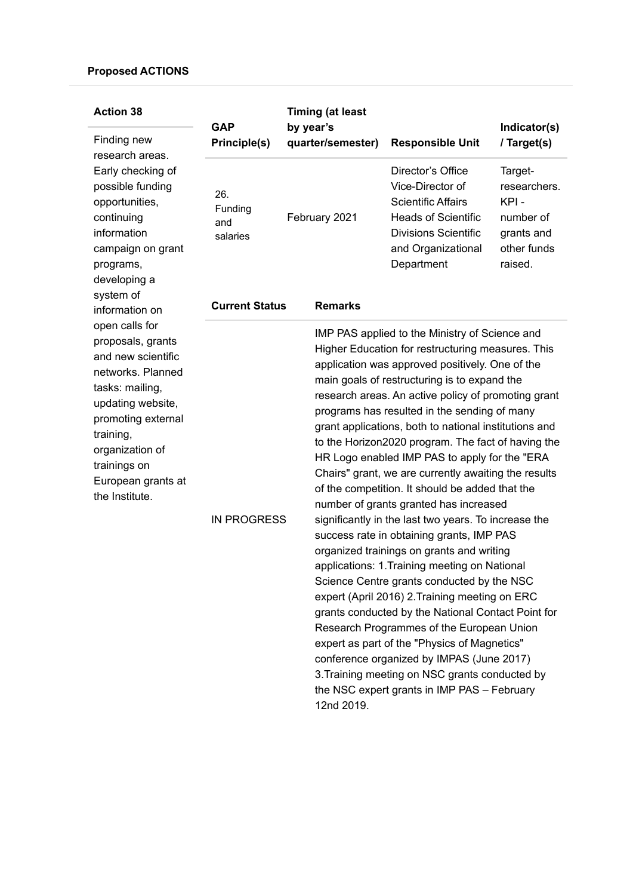**Proposed ACTIONS**

| Action 38 | GAP Principle(s) | Timing (at least by year's quarter/semester) | Responsible Unit | Indicator(s) / Target(s) |
|---|---|---|---|---|
| Finding new research areas. Early checking of possible funding opportunities, continuing information campaign on grant programs, developing a system of information on open calls for proposals, grants and new scientific networks. Planned tasks: mailing, updating website, promoting external training, organization of trainings on European grants at the Institute. | 26. Funding and salaries | February 2021 | Director's Office Vice-Director of Scientific Affairs Heads of Scientific Divisions Scientific and Organizational Department | Target- researchers. KPI - number of grants and other funds raised. |

| Current Status | Remarks |
|---|---|
| IN PROGRESS | IMP PAS applied to the Ministry of Science and Higher Education for restructuring measures. This application was approved positively. One of the main goals of restructuring is to expand the research areas. An active policy of promoting grant programs has resulted in the sending of many grant applications, both to national institutions and to the Horizon2020 program. The fact of having the HR Logo enabled IMP PAS to apply for the "ERA Chairs" grant, we are currently awaiting the results of the competition. It should be added that the number of grants granted has increased significantly in the last two years. To increase the success rate in obtaining grants, IMP PAS organized trainings on grants and writing applications: 1.Training meeting on National Science Centre grants conducted by the NSC expert (April 2016) 2.Training meeting on ERC grants conducted by the National Contact Point for Research Programmes of the European Union expert as part of the "Physics of Magnetics" conference organized by IMPAS (June 2017) 3.Training meeting on NSC grants conducted by the NSC expert grants in IMP PAS – February 12nd 2019. |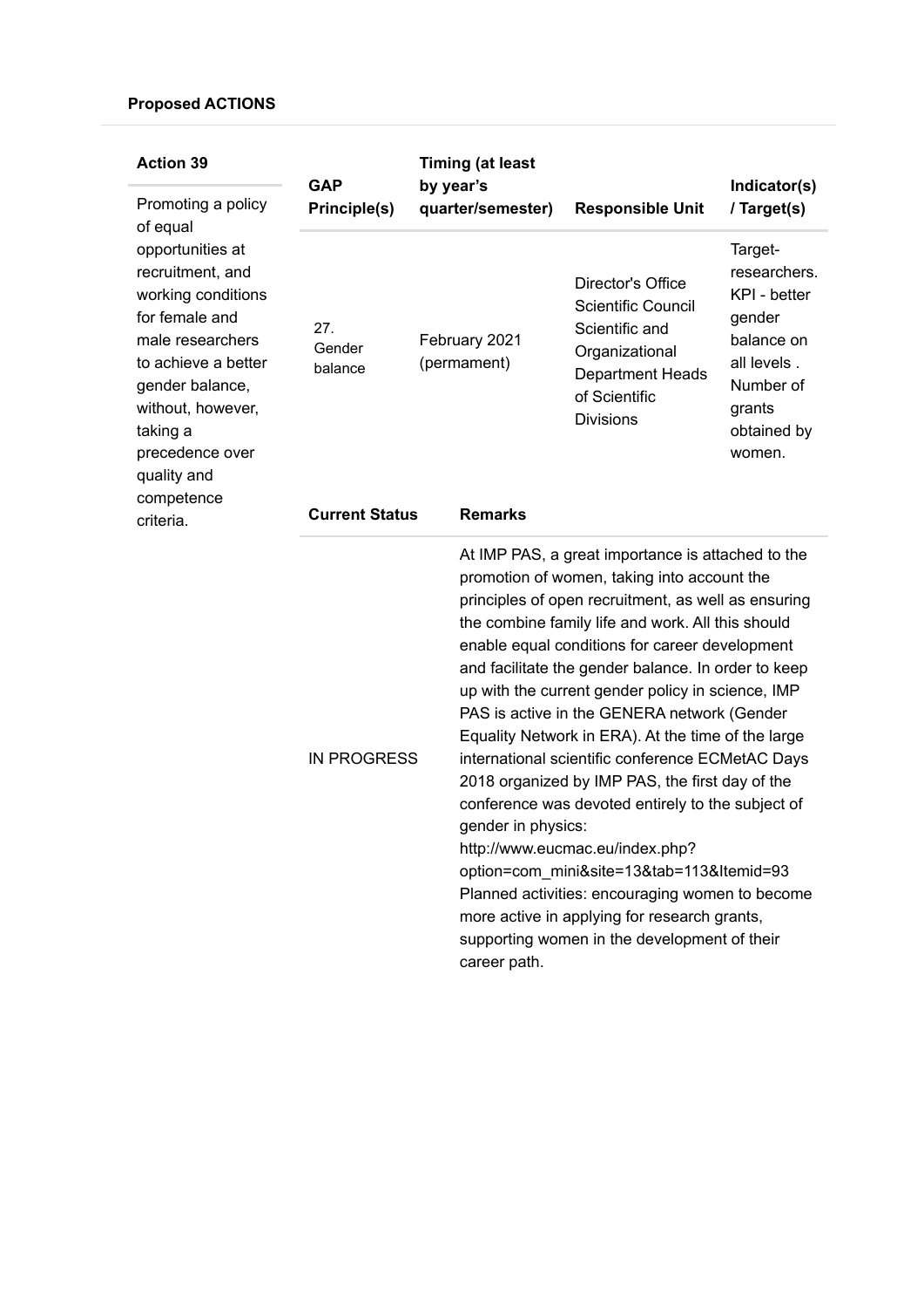**Proposed ACTIONS**

| Action 39 | GAP Principle(s) | Timing (at least by year's quarter/semester) | Responsible Unit | Indicator(s) / Target(s) |
|---|---|---|---|---|
| Promoting a policy of equal opportunities at recruitment, and working conditions for female and male researchers to achieve a better gender balance, without, however, taking a precedence over quality and competence criteria. | 27. Gender balance | February 2021 (permament) | Director's Office Scientific Council Scientific and Organizational Department Heads of Scientific Divisions | Target- researchers. KPI - better gender balance on all levels . Number of grants obtained by women. |

| Current Status | Remarks |
|---|---|
| IN PROGRESS | At IMP PAS, a great importance is attached to the promotion of women, taking into account the principles of open recruitment, as well as ensuring the combine family life and work. All this should enable equal conditions for career development and facilitate the gender balance. In order to keep up with the current gender policy in science, IMP PAS is active in the GENERA network (Gender Equality Network in ERA). At the time of the large international scientific conference ECMetAC Days 2018 organized by IMP PAS, the first day of the conference was devoted entirely to the subject of gender in physics: http://www.eucmac.eu/index.php?option=com_mini&site=13&tab=113&Itemid=93 Planned activities: encouraging women to become more active in applying for research grants, supporting women in the development of their career path. |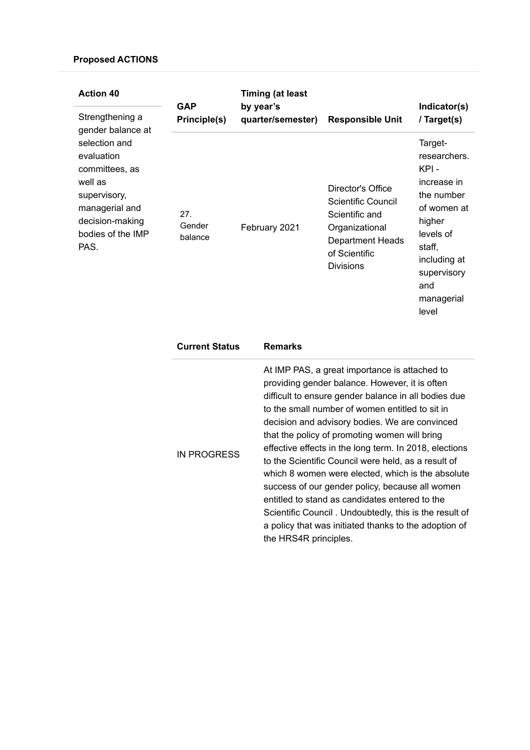**Proposed ACTIONS**

| Action 40 | GAP Principle(s) | Timing (at least by year's quarter/semester) | Responsible Unit | Indicator(s) / Target(s) |
|---|---|---|---|---|
| Strengthening a gender balance at selection and evaluation committees, as well as supervisory, managerial and decision-making bodies of the IMP PAS. | 27. Gender balance | February 2021 | Director's Office Scientific Council Scientific and Organizational Department Heads of Scientific Divisions | Target- researchers. KPI - increase in the number of women at higher levels of staff, including at supervisory and managerial level |

| Current Status | Remarks |
|---|---|
| IN PROGRESS | At IMP PAS, a great importance is attached to providing gender balance. However, it is often difficult to ensure gender balance in all bodies due to the small number of women entitled to sit in decision and advisory bodies. We are convinced that the policy of promoting women will bring effective effects in the long term. In 2018, elections to the Scientific Council were held, as a result of which 8 women were elected, which is the absolute success of our gender policy, because all women entitled to stand as candidates entered to the Scientific Council . Undoubtedly, this is the result of a policy that was initiated thanks to the adoption of the HRS4R principles. |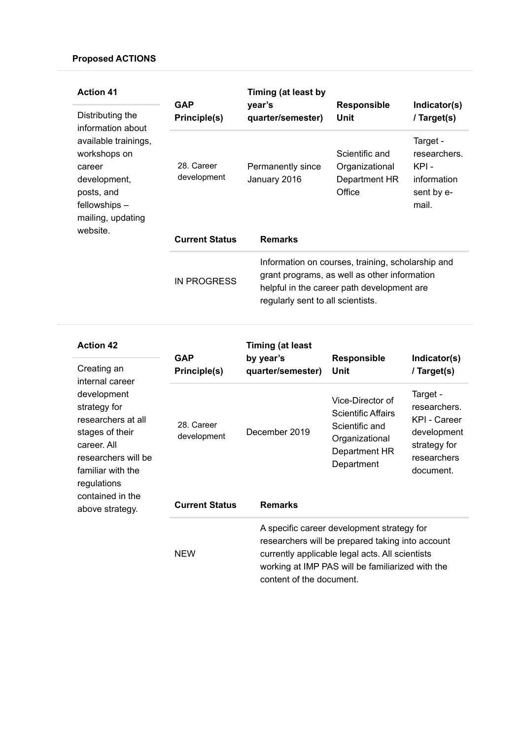**Proposed ACTIONS**

**Action 41**

Distributing the information about available trainings, workshops on career development, posts, and fellowships – mailing, updating website.

| GAP Principle(s) | Timing (at least by year's quarter/semester) | Responsible Unit | Indicator(s) / Target(s) |
|---|---|---|---|
| 28. Career development | Permanently since January 2016 | Scientific and Organizational Department HR Office | Target - researchers. KPI - information sent by e-mail. |

| Current Status | Remarks |
|---|---|
| IN PROGRESS | Information on courses, training, scholarship and grant programs, as well as other information helpful in the career path development are regularly sent to all scientists. |

**Action 42**

Creating an internal career development strategy for researchers at all stages of their career. All researchers will be familiar with the regulations contained in the above strategy.

| GAP Principle(s) | Timing (at least by year's quarter/semester) | Responsible Unit | Indicator(s) / Target(s) |
|---|---|---|---|
| 28. Career development | December 2019 | Vice-Director of Scientific Affairs Scientific and Organizational Department HR Department | Target - researchers. KPI - Career development strategy for researchers document. |

| Current Status | Remarks |
|---|---|
| NEW | A specific career development strategy for researchers will be prepared taking into account currently applicable legal acts. All scientists working at IMP PAS will be familiarized with the content of the document. |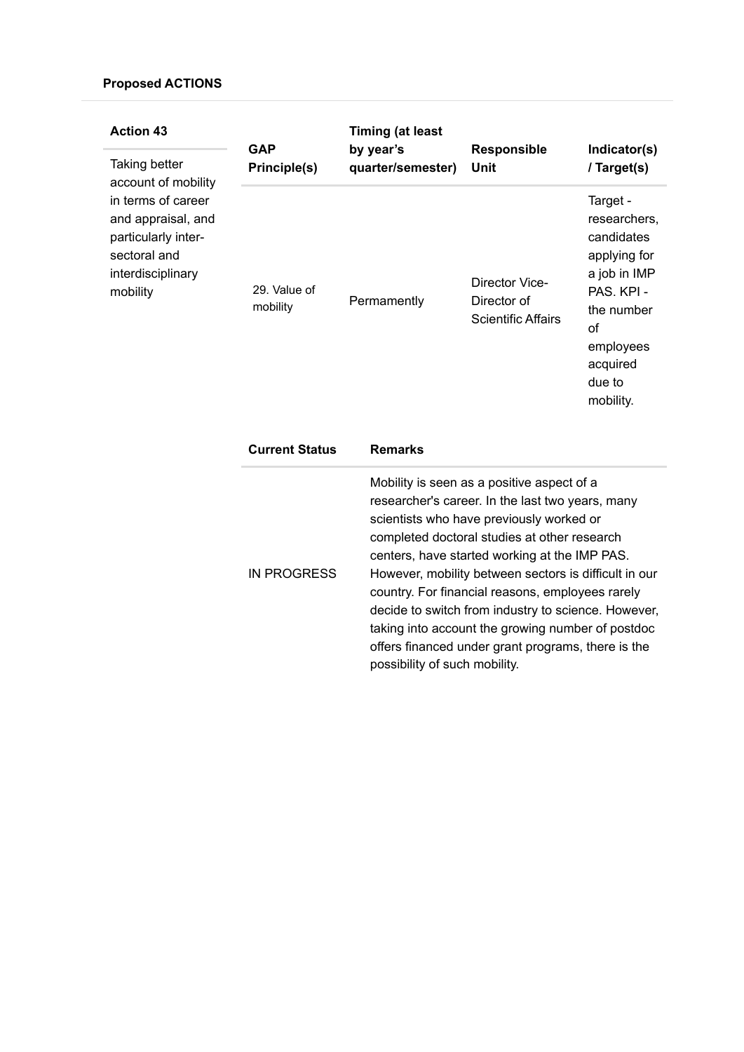**Proposed ACTIONS**

**Action 43**

Taking better account of mobility in terms of career and appraisal, and particularly inter-sectoral and interdisciplinary mobility

| GAP Principle(s) | Timing (at least by year's quarter/semester) | Responsible Unit | Indicator(s) / Target(s) |
|---|---|---|---|
| 29. Value of mobility | Permamently | Director Vice-Director of Scientific Affairs | Target - researchers, candidates applying for a job in IMP PAS. KPI - the number of employees acquired due to mobility. |

| Current Status | Remarks |
|---|---|
| IN PROGRESS | Mobility is seen as a positive aspect of a researcher's career. In the last two years, many scientists who have previously worked or completed doctoral studies at other research centers, have started working at the IMP PAS. However, mobility between sectors is difficult in our country. For financial reasons, employees rarely decide to switch from industry to science. However, taking into account the growing number of postdoc offers financed under grant programs, there is the possibility of such mobility. |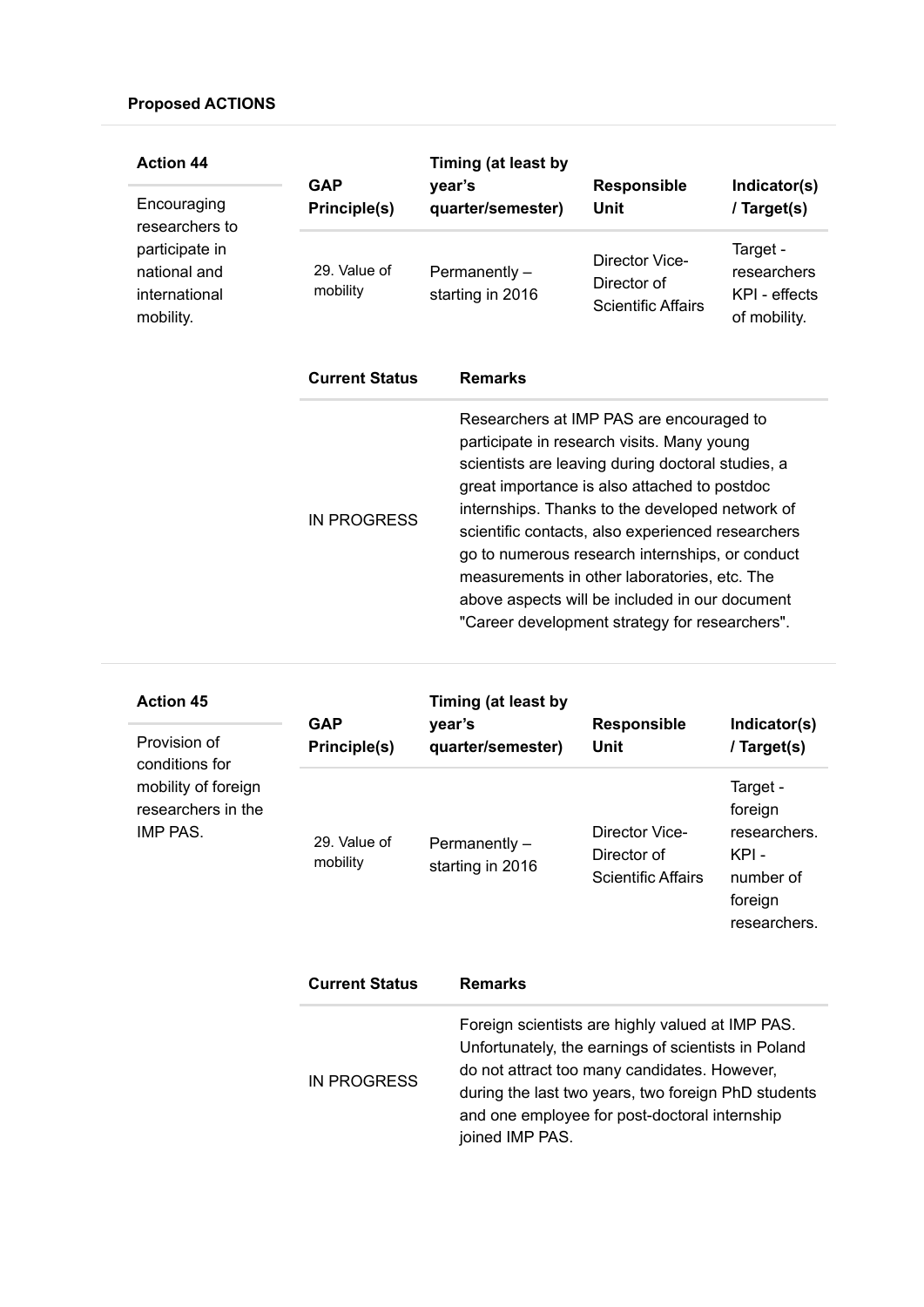**Proposed ACTIONS**

| Action 44 | GAP Principle(s) | Timing (at least by year's quarter/semester) | Responsible Unit | Indicator(s) / Target(s) |
|---|---|---|---|---|
| Encouraging researchers to participate in national and international mobility. | 29. Value of mobility | Permanently – starting in 2016 | Director Vice-Director of Scientific Affairs | Target - researchers KPI - effects of mobility. |

| Current Status | Remarks |
|---|---|
| IN PROGRESS | Researchers at IMP PAS are encouraged to participate in research visits. Many young scientists are leaving during doctoral studies, a great importance is also attached to postdoc internships. Thanks to the developed network of scientific contacts, also experienced researchers go to numerous research internships, or conduct measurements in other laboratories, etc. The above aspects will be included in our document "Career development strategy for researchers". |

| Action 45 | GAP Principle(s) | Timing (at least by year's quarter/semester) | Responsible Unit | Indicator(s) / Target(s) |
|---|---|---|---|---|
| Provision of conditions for mobility of foreign researchers in the IMP PAS. | 29. Value of mobility | Permanently – starting in 2016 | Director Vice-Director of Scientific Affairs | Target - foreign researchers. KPI - number of foreign researchers. |

| Current Status | Remarks |
|---|---|
| IN PROGRESS | Foreign scientists are highly valued at IMP PAS. Unfortunately, the earnings of scientists in Poland do not attract too many candidates. However, during the last two years, two foreign PhD students and one employee for post-doctoral internship joined IMP PAS. |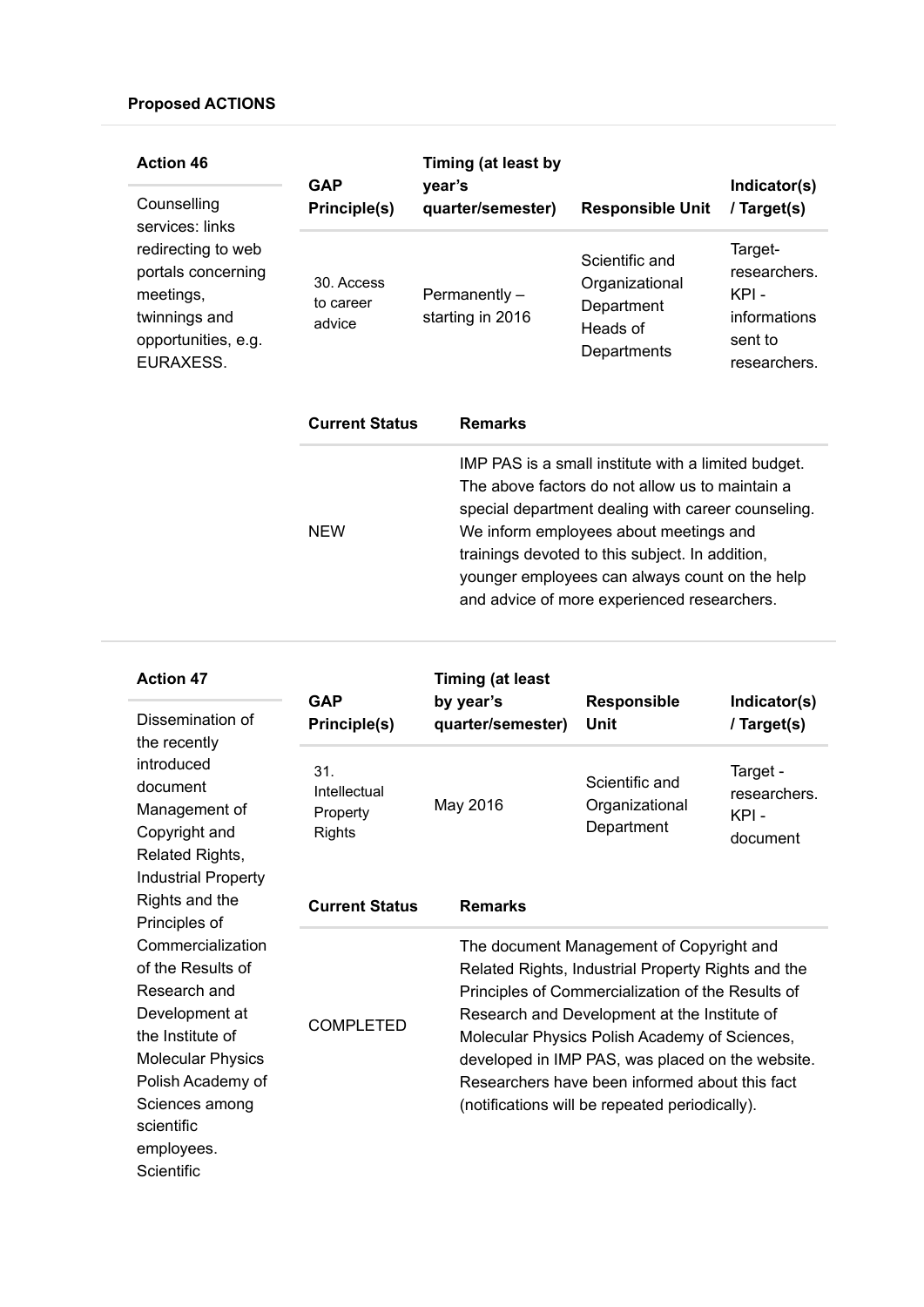**Proposed ACTIONS**

**Action 46**

Counselling services: links redirecting to web portals concerning meetings, twinnings and opportunities, e.g. EURAXESS.

| GAP Principle(s) | Timing (at least by year's quarter/semester) | Responsible Unit | Indicator(s) / Target(s) |
|---|---|---|---|
| 30. Access to career advice | Permanently – starting in 2016 | Scientific and Organizational Department Heads of Departments | Target- researchers. KPI - informations sent to researchers. |

| Current Status | Remarks |
|---|---|
| NEW | IMP PAS is a small institute with a limited budget. The above factors do not allow us to maintain a special department dealing with career counseling. We inform employees about meetings and trainings devoted to this subject. In addition, younger employees can always count on the help and advice of more experienced researchers. |

**Action 47**

Dissemination of the recently introduced document Management of Copyright and Related Rights, Industrial Property Rights and the Principles of Commercialization of the Results of Research and Development at the Institute of Molecular Physics Polish Academy of Sciences among scientific employees. Scientific

| GAP Principle(s) | Timing (at least by year's quarter/semester) | Responsible Unit | Indicator(s) / Target(s) |
|---|---|---|---|
| 31. Intellectual Property Rights | May 2016 | Scientific and Organizational Department | Target - researchers. KPI - document |

| Current Status | Remarks |
|---|---|
| COMPLETED | The document Management of Copyright and Related Rights, Industrial Property Rights and the Principles of Commercialization of the Results of Research and Development at the Institute of Molecular Physics Polish Academy of Sciences, developed in IMP PAS, was placed on the website. Researchers have been informed about this fact (notifications will be repeated periodically). |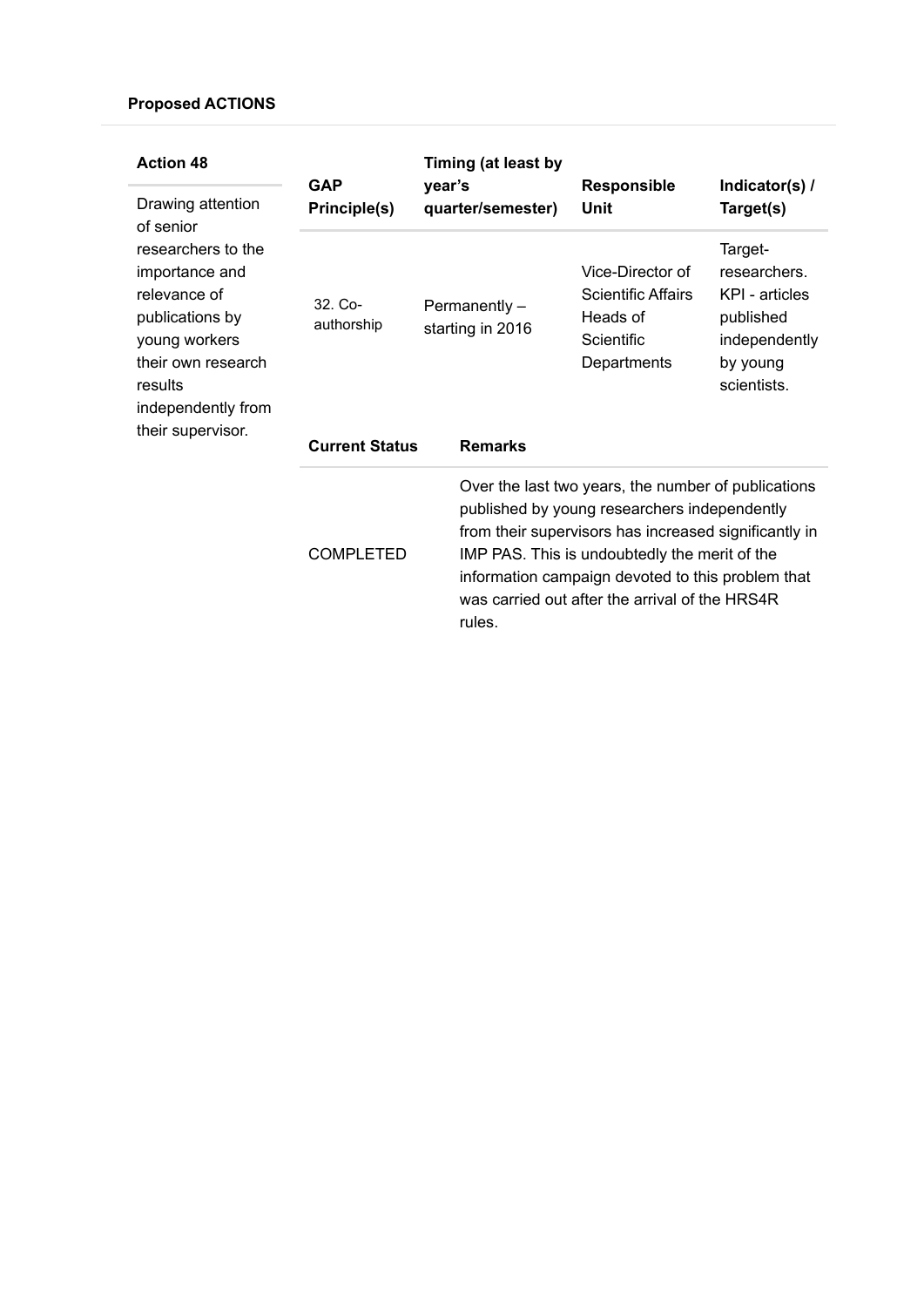**Proposed ACTIONS**

| Action 48 | GAP Principle(s) | Timing (at least by year's quarter/semester) | Responsible Unit | Indicator(s) / Target(s) |
|---|---|---|---|---|
| Drawing attention of senior researchers to the importance and relevance of publications by young workers their own research results independently from their supervisor. | 32. Co-authorship | Permanently – starting in 2016 | Vice-Director of Scientific Affairs Heads of Scientific Departments | Target-researchers. KPI - articles published independently by young scientists. |

| Current Status | Remarks |
|---|---|
| COMPLETED | Over the last two years, the number of publications published by young researchers independently from their supervisors has increased significantly in IMP PAS. This is undoubtedly the merit of the information campaign devoted to this problem that was carried out after the arrival of the HRS4R rules. |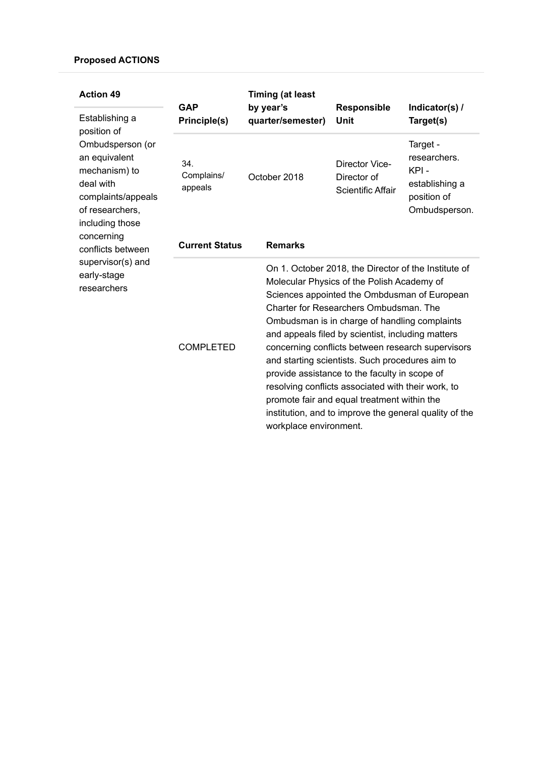**Proposed ACTIONS**

| Action 49 | GAP Principle(s) | Timing (at least by year's quarter/semester) | Responsible Unit | Indicator(s) / Target(s) |
|---|---|---|---|---|
| Establishing a position of Ombudsperson (or an equivalent mechanism) to deal with complaints/appeals of researchers, including those concerning conflicts between supervisor(s) and early-stage researchers | 34. Complains/ appeals | October 2018 | Director Vice-Director of Scientific Affair | Target - researchers. KPI - establishing a position of Ombudsperson. |

| Current Status | Remarks |
|---|---|
| COMPLETED | On 1. October 2018, the Director of the Institute of Molecular Physics of the Polish Academy of Sciences appointed the Ombdusman of European Charter for Researchers Ombudsman. The Ombudsman is in charge of handling complaints and appeals filed by scientist, including matters concerning conflicts between research supervisors and starting scientists. Such procedures aim to provide assistance to the faculty in scope of resolving conflicts associated with their work, to promote fair and equal treatment within the institution, and to improve the general quality of the workplace environment. |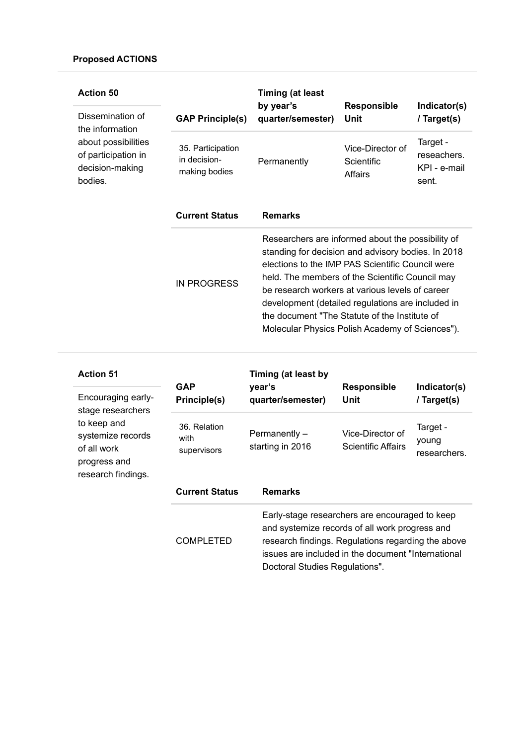**Proposed ACTIONS**

**Action 50**

Dissemination of the information about possibilities of participation in decision-making bodies.

| GAP Principle(s) | Timing (at least by year's quarter/semester) | Responsible Unit | Indicator(s) / Target(s) |
| --- | --- | --- | --- |
| 35. Participation in decision-making bodies | Permanently | Vice-Director of Scientific Affairs | Target - reseachers. KPI - e-mail sent. |

| Current Status | Remarks |
| --- | --- |
| IN PROGRESS | Researchers are informed about the possibility of standing for decision and advisory bodies. In 2018 elections to the IMP PAS Scientific Council were held. The members of the Scientific Council may be research workers at various levels of career development (detailed regulations are included in the document "The Statute of the Institute of Molecular Physics Polish Academy of Sciences"). |

**Action 51**

Encouraging early-stage researchers to keep and systemize records of all work progress and research findings.

| GAP Principle(s) | Timing (at least by year's quarter/semester) | Responsible Unit | Indicator(s) / Target(s) |
| --- | --- | --- | --- |
| 36. Relation with supervisors | Permanently – starting in 2016 | Vice-Director of Scientific Affairs | Target - young researchers. |

| Current Status | Remarks |
| --- | --- |
| COMPLETED | Early-stage researchers are encouraged to keep and systemize records of all work progress and research findings. Regulations regarding the above issues are included in the document "International Doctoral Studies Regulations". |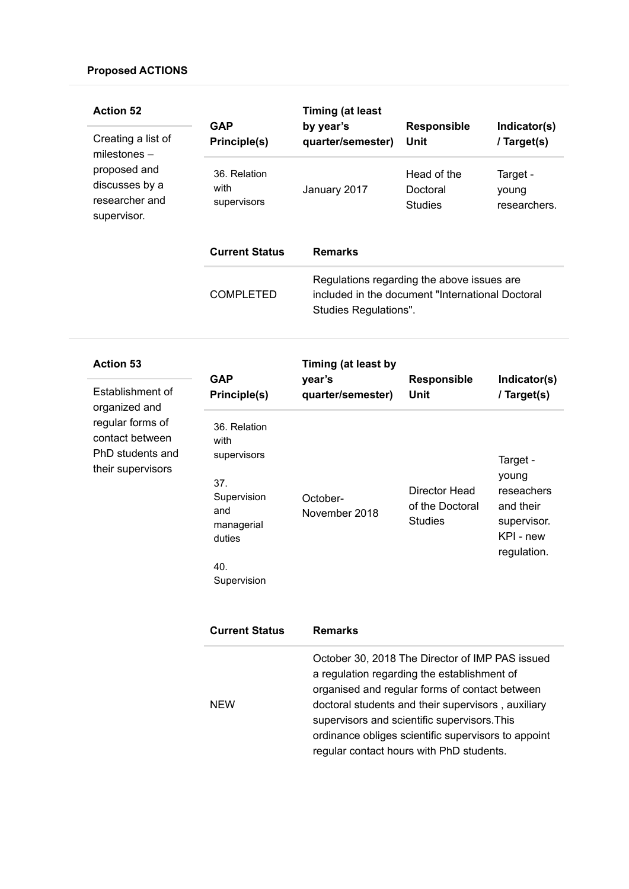**Proposed ACTIONS**

### Action 52

Creating a list of milestones – proposed and discusses by a researcher and supervisor.

| GAP Principle(s) | Timing (at least by year's quarter/semester) | Responsible Unit | Indicator(s) / Target(s) |
|---|---|---|---|
| 36. Relation with supervisors | January 2017 | Head of the Doctoral Studies | Target - young researchers. |

| Current Status | Remarks |
|---|---|
| COMPLETED | Regulations regarding the above issues are included in the document "International Doctoral Studies Regulations". |

### Action 53

Establishment of organized and regular forms of contact between PhD students and their supervisors

| GAP Principle(s) | Timing (at least by year's quarter/semester) | Responsible Unit | Indicator(s) / Target(s) |
|---|---|---|---|
| 36. Relation with supervisors<br><br>37. Supervision and managerial duties<br><br>40. Supervision | October-November 2018 | Director Head of the Doctoral Studies | Target - young reseachers and their supervisor. KPI - new regulation. |

| Current Status | Remarks |
|---|---|
| NEW | October 30, 2018 The Director of IMP PAS issued a regulation regarding the establishment of organised and regular forms of contact between doctoral students and their supervisors , auxiliary supervisors and scientific supervisors.This ordinance obliges scientific supervisors to appoint regular contact hours with PhD students. |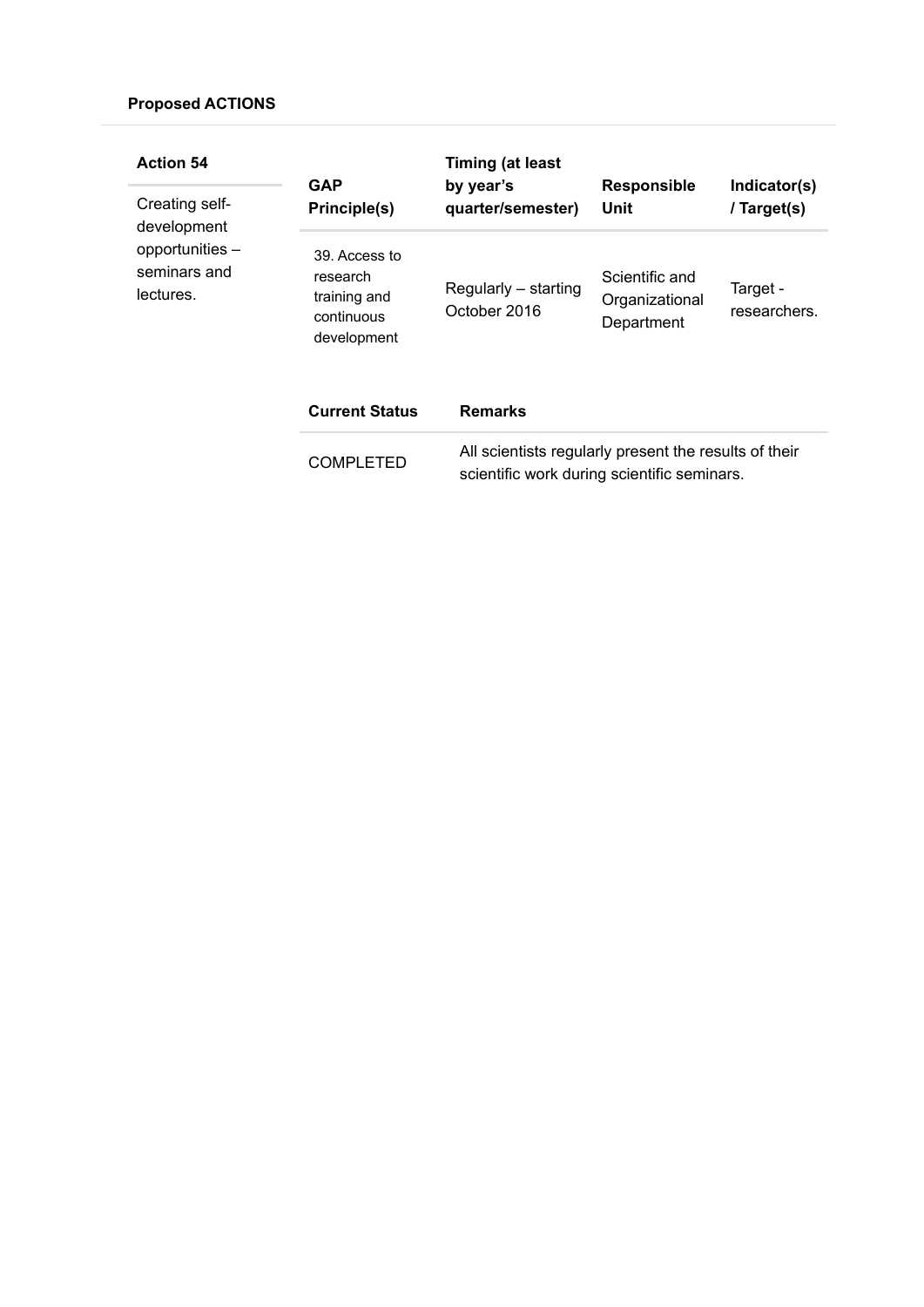**Proposed ACTIONS**

**Action 54**

Creating self-development opportunities – seminars and lectures.

| GAP Principle(s) | Timing (at least by year's quarter/semester) | Responsible Unit | Indicator(s) / Target(s) |
|---|---|---|---|
| 39. Access to research training and continuous development | Regularly – starting October 2016 | Scientific and Organizational Department | Target - researchers. |

| Current Status | Remarks |
|---|---|
| COMPLETED | All scientists regularly present the results of their scientific work during scientific seminars. |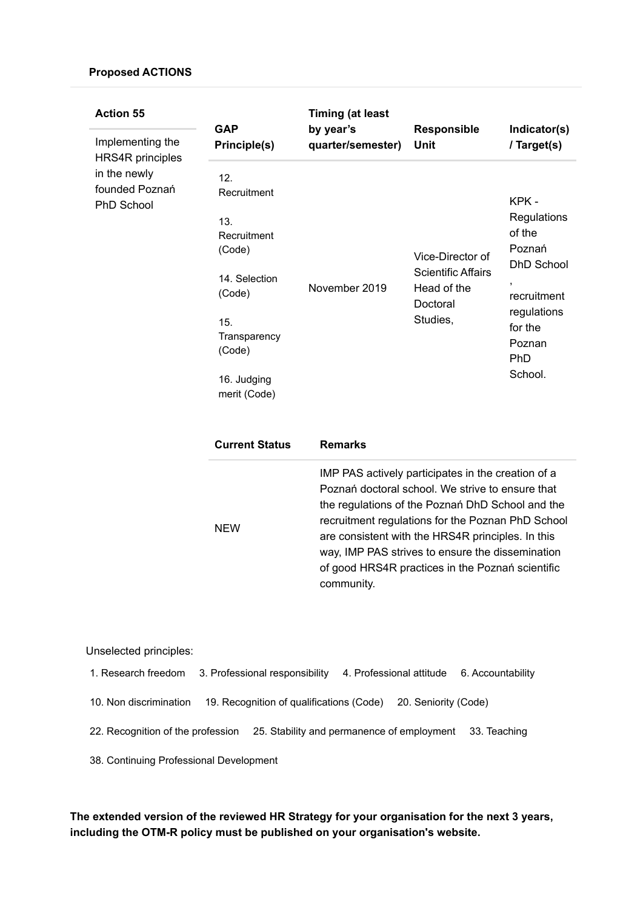**Proposed ACTIONS**

| Action 55 | GAP Principle(s) | Timing (at least by year's quarter/semester) | Responsible Unit | Indicator(s) / Target(s) |
|---|---|---|---|---|
| Implementing the HRS4R principles in the newly founded Poznań PhD School | 12. Recruitment<br><br>13. Recruitment (Code)<br><br>14. Selection (Code)<br><br>15. Transparency (Code)<br><br>16. Judging merit (Code) | November 2019 | Vice-Director of Scientific Affairs Head of the Doctoral Studies, | KPK - Regulations of the Poznań DhD School , recruitment regulations for the Poznan PhD School. |

| Current Status | Remarks |
|---|---|
| NEW | IMP PAS actively participates in the creation of a Poznań doctoral school. We strive to ensure that the regulations of the Poznań DhD School and the recruitment regulations for the Poznan PhD School are consistent with the HRS4R principles. In this way, IMP PAS strives to ensure the dissemination of good HRS4R practices in the Poznań scientific community. |

Unselected principles:

1. Research freedom 3. Professional responsibility 4. Professional attitude 6. Accountability

10. Non discrimination 19. Recognition of qualifications (Code) 20. Seniority (Code)

22. Recognition of the profession 25. Stability and permanence of employment 33. Teaching

38. Continuing Professional Development

**The extended version of the reviewed HR Strategy for your organisation for the next 3 years, including the OTM-R policy must be published on your organisation's website.**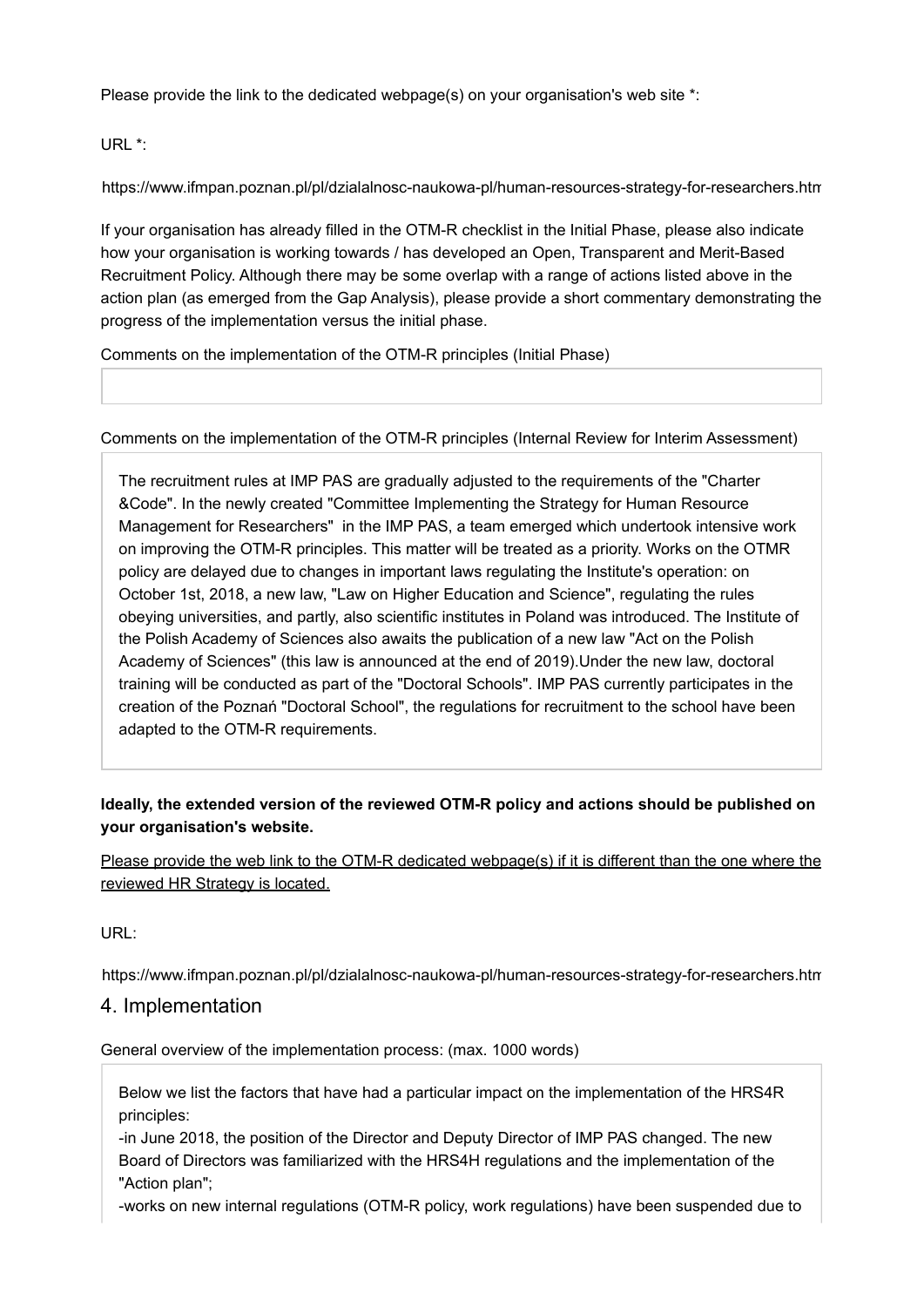Please provide the link to the dedicated webpage(s) on your organisation's web site *:

URL *:

https://www.ifmpan.poznan.pl/pl/dzialalnosc-naukowa-pl/human-resources-strategy-for-researchers.htm

If your organisation has already filled in the OTM-R checklist in the Initial Phase, please also indicate how your organisation is working towards / has developed an Open, Transparent and Merit-Based Recruitment Policy. Although there may be some overlap with a range of actions listed above in the action plan (as emerged from the Gap Analysis), please provide a short commentary demonstrating the progress of the implementation versus the initial phase.

Comments on the implementation of the OTM-R principles (Initial Phase)

Comments on the implementation of the OTM-R principles (Internal Review for Interim Assessment)

The recruitment rules at IMP PAS are gradually adjusted to the requirements of the "Charter &Code". In the newly created "Committee Implementing the Strategy for Human Resource Management for Researchers"  in the IMP PAS, a team emerged which undertook intensive work on improving the OTM-R principles. This matter will be treated as a priority. Works on the OTMR policy are delayed due to changes in important laws regulating the Institute's operation: on October 1st, 2018, a new law, "Law on Higher Education and Science", regulating the rules obeying universities, and partly, also scientific institutes in Poland was introduced. The Institute of the Polish Academy of Sciences also awaits the publication of a new law "Act on the Polish Academy of Sciences" (this law is announced at the end of 2019).Under the new law, doctoral training will be conducted as part of the "Doctoral Schools". IMP PAS currently participates in the creation of the Poznań "Doctoral School", the regulations for recruitment to the school have been adapted to the OTM-R requirements.

**Ideally, the extended version of the reviewed OTM-R policy and actions should be published on your organisation's website.**

Please provide the web link to the OTM-R dedicated webpage(s) if it is different than the one where the reviewed HR Strategy is located.

URL:

https://www.ifmpan.poznan.pl/pl/dzialalnosc-naukowa-pl/human-resources-strategy-for-researchers.htm

## 4. Implementation

General overview of the implementation process: (max. 1000 words)

Below we list the factors that have had a particular impact on the implementation of the HRS4R principles:
-in June 2018, the position of the Director and Deputy Director of IMP PAS changed. The new Board of Directors was familiarized with the HRS4H regulations and the implementation of the "Action plan";
-works on new internal regulations (OTM-R policy, work regulations) have been suspended due to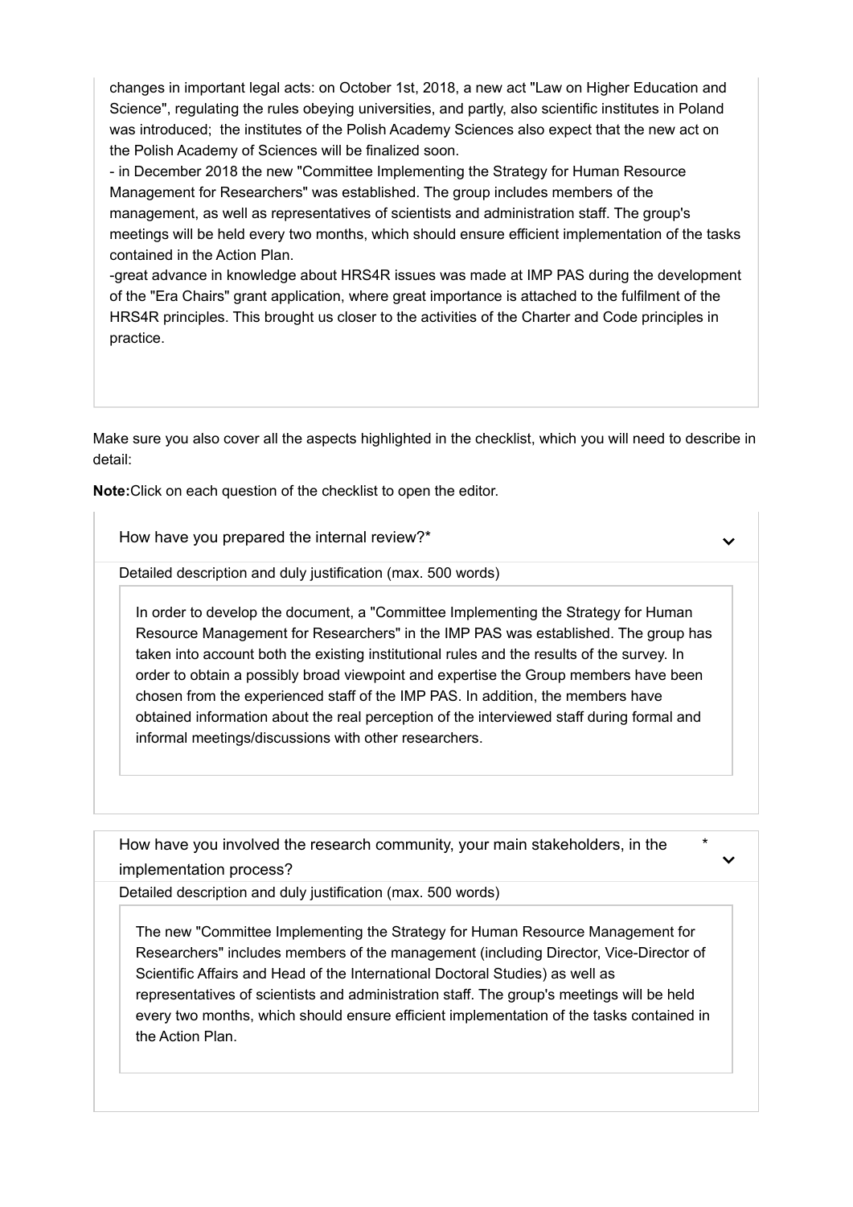changes in important legal acts: on October 1st, 2018, a new act "Law on Higher Education and Science", regulating the rules obeying universities, and partly, also scientific institutes in Poland was introduced; the institutes of the Polish Academy Sciences also expect that the new act on the Polish Academy of Sciences will be finalized soon.

- in December 2018 the new "Committee Implementing the Strategy for Human Resource Management for Researchers" was established. The group includes members of the management, as well as representatives of scientists and administration staff. The group's meetings will be held every two months, which should ensure efficient implementation of the tasks contained in the Action Plan.

-great advance in knowledge about HRS4R issues was made at IMP PAS during the development of the "Era Chairs" grant application, where great importance is attached to the fulfilment of the HRS4R principles. This brought us closer to the activities of the Charter and Code principles in practice.

Make sure you also cover all the aspects highlighted in the checklist, which you will need to describe in detail:

**Note:** Click on each question of the checklist to open the editor.

How have you prepared the internal review?*

Detailed description and duly justification (max. 500 words)

In order to develop the document, a "Committee Implementing the Strategy for Human Resource Management for Researchers" in the IMP PAS was established. The group has taken into account both the existing institutional rules and the results of the survey. In order to obtain a possibly broad viewpoint and expertise the Group members have been chosen from the experienced staff of the IMP PAS. In addition, the members have obtained information about the real perception of the interviewed staff during formal and informal meetings/discussions with other researchers.

How have you involved the research community, your main stakeholders, in the implementation process? *

Detailed description and duly justification (max. 500 words)

The new "Committee Implementing the Strategy for Human Resource Management for Researchers" includes members of the management (including Director, Vice-Director of Scientific Affairs and Head of the International Doctoral Studies) as well as representatives of scientists and administration staff. The group's meetings will be held every two months, which should ensure efficient implementation of the tasks contained in the Action Plan.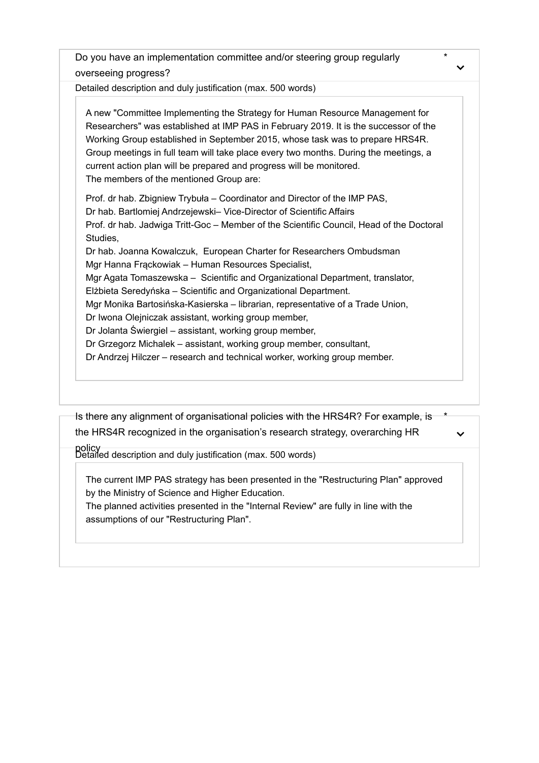Do you have an implementation committee and/or steering group regularly overseeing progress? *

Detailed description and duly justification (max. 500 words)

A new "Committee Implementing the Strategy for Human Resource Management for Researchers" was established at IMP PAS in February 2019. It is the successor of the Working Group established in September 2015, whose task was to prepare HRS4R. Group meetings in full team will take place every two months. During the meetings, a current action plan will be prepared and progress will be monitored.
The members of the mentioned Group are:

Prof. dr hab. Zbigniew Trybuła – Coordinator and Director of the IMP PAS,
Dr hab. Bartlomiej Andrzejewski– Vice-Director of Scientific Affairs
Prof. dr hab. Jadwiga Tritt-Goc – Member of the Scientific Council, Head of the Doctoral Studies,
Dr hab. Joanna Kowalczuk, European Charter for Researchers Ombudsman
Mgr Hanna Frąckowiak – Human Resources Specialist,
Mgr Agata Tomaszewska – Scientific and Organizational Department, translator,
Elżbieta Seredyńska – Scientific and Organizational Department.
Mgr Monika Bartosińska-Kasierska – librarian, representative of a Trade Union,
Dr Iwona Olejniczak assistant, working group member,
Dr Jolanta Świergiel – assistant, working group member,
Dr Grzegorz Michalek – assistant, working group member, consultant,
Dr Andrzej Hilczer – research and technical worker, working group member.

Is there any alignment of organisational policies with the HRS4R? For example, is the HRS4R recognized in the organisation's research strategy, overarching HR policy *

Detailed description and duly justification (max. 500 words)

The current IMP PAS strategy has been presented in the "Restructuring Plan" approved by the Ministry of Science and Higher Education.
The planned activities presented in the "Internal Review" are fully in line with the assumptions of our "Restructuring Plan".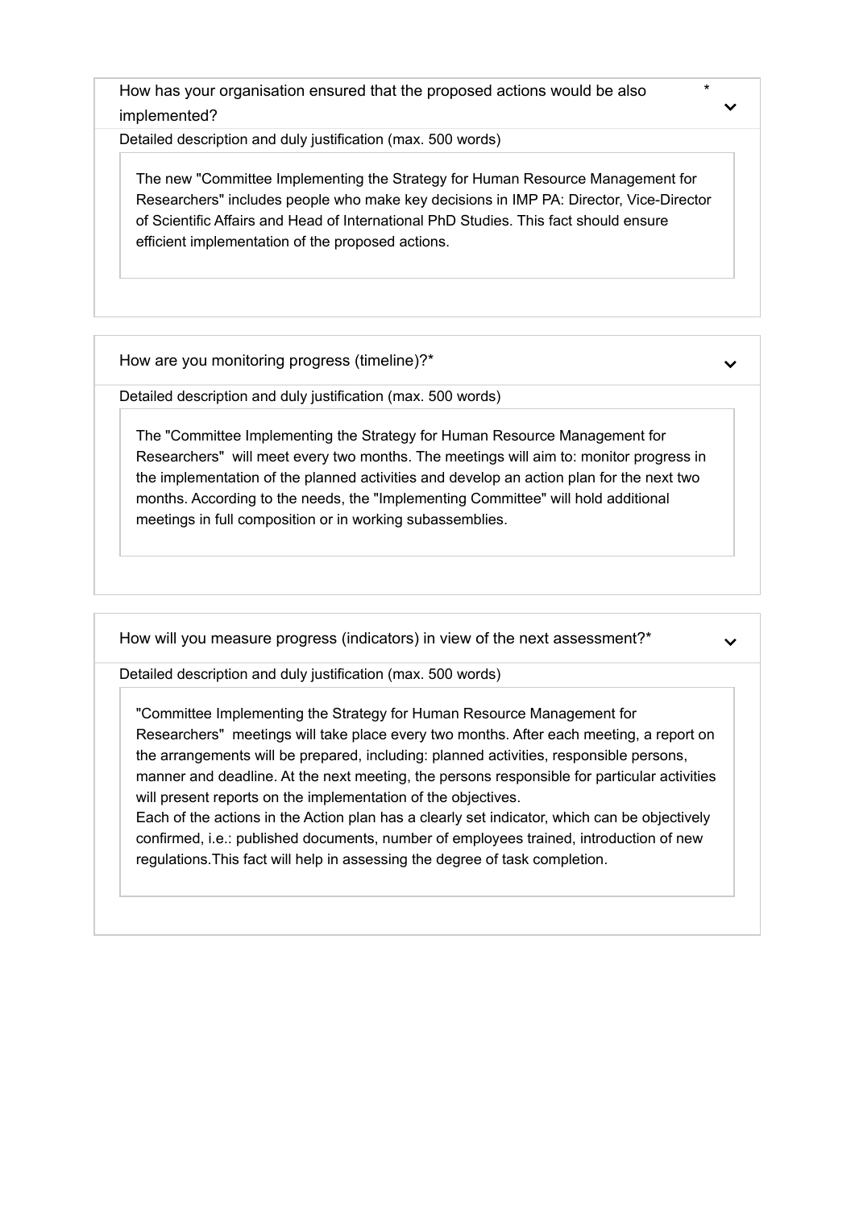**How has your organisation ensured that the proposed actions would be also implemented?** *

Detailed description and duly justification (max. 500 words)

The new "Committee Implementing the Strategy for Human Resource Management for Researchers" includes people who make key decisions in IMP PA: Director, Vice-Director of Scientific Affairs and Head of International PhD Studies. This fact should ensure efficient implementation of the proposed actions.

**How are you monitoring progress (timeline)?***

Detailed description and duly justification (max. 500 words)

The "Committee Implementing the Strategy for Human Resource Management for Researchers" will meet every two months. The meetings will aim to: monitor progress in the implementation of the planned activities and develop an action plan for the next two months. According to the needs, the "Implementing Committee" will hold additional meetings in full composition or in working subassemblies.

**How will you measure progress (indicators) in view of the next assessment?***

Detailed description and duly justification (max. 500 words)

"Committee Implementing the Strategy for Human Resource Management for Researchers" meetings will take place every two months. After each meeting, a report on the arrangements will be prepared, including: planned activities, responsible persons, manner and deadline. At the next meeting, the persons responsible for particular activities will present reports on the implementation of the objectives.
Each of the actions in the Action plan has a clearly set indicator, which can be objectively confirmed, i.e.: published documents, number of employees trained, introduction of new regulations.This fact will help in assessing the degree of task completion.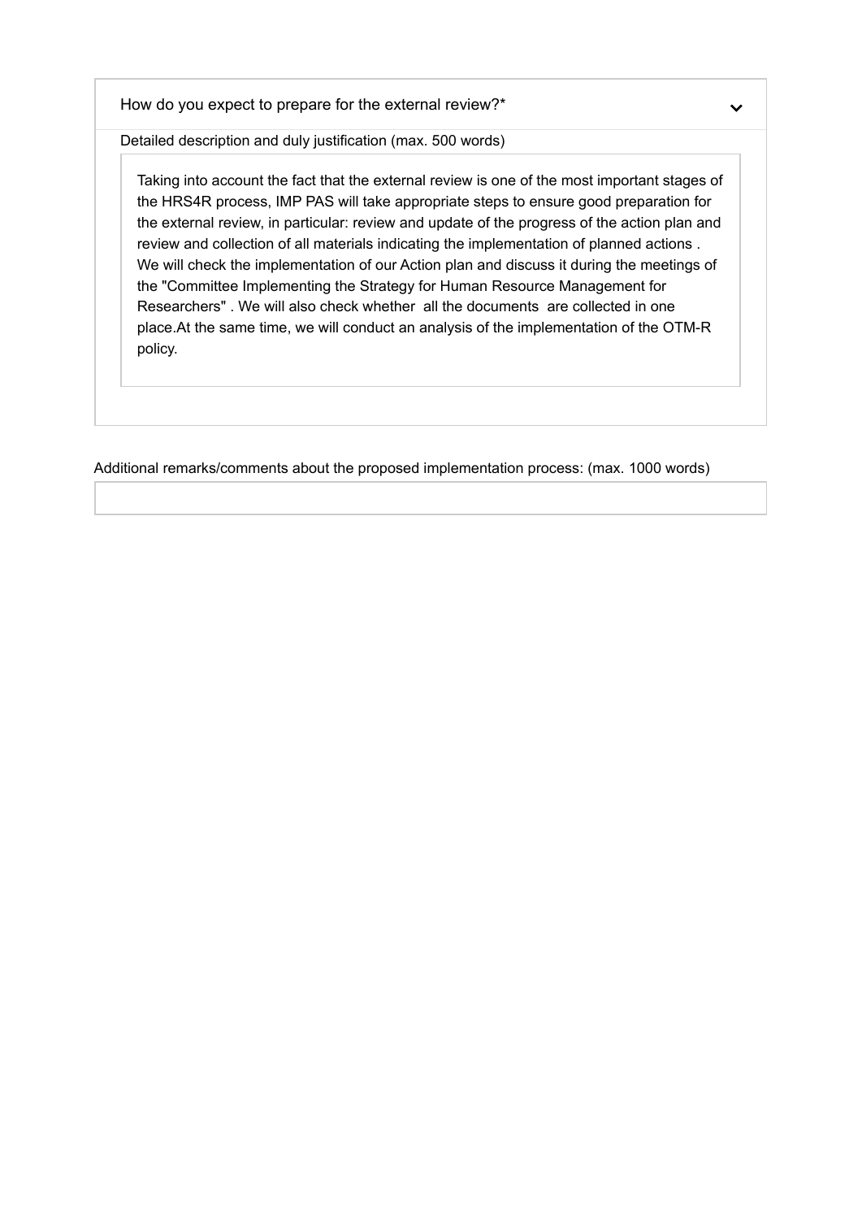How do you expect to prepare for the external review?*

Detailed description and duly justification (max. 500 words)

Taking into account the fact that the external review is one of the most important stages of the HRS4R process, IMP PAS will take appropriate steps to ensure good preparation for the external review, in particular: review and update of the progress of the action plan and review and collection of all materials indicating the implementation of planned actions . We will check the implementation of our Action plan and discuss it during the meetings of the "Committee Implementing the Strategy for Human Resource Management for Researchers" . We will also check whether all the documents are collected in one place.At the same time, we will conduct an analysis of the implementation of the OTM-R policy.

Additional remarks/comments about the proposed implementation process: (max. 1000 words)